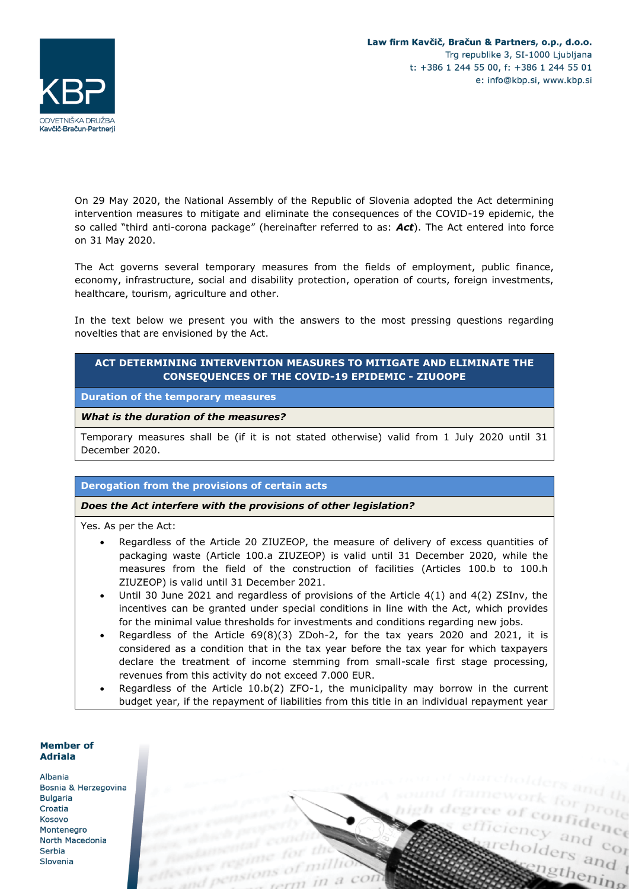On 29 May 2020, the National Assembly of the Republic of Slovenia adopted the Act determining intervention measures to mitigate and eliminate the consequences of the COVID-19 epidemic, the so called "third anti-corona package" (hereinafter referred to as: ***Act***). The Act entered into force on 31 May 2020.

The Act governs several temporary measures from the fields of employment, public finance, economy, infrastructure, social and disability protection, operation of courts, foreign investments, healthcare, tourism, agriculture and other.

In the text below we present you with the answers to the most pressing questions regarding novelties that are envisioned by the Act.

## ACT DETERMINING INTERVENTION MEASURES TO MITIGATE AND ELIMINATE THE CONSEQUENCES OF THE COVID-19 EPIDEMIC - ZIUOOPE

### Duration of the temporary measures

***What is the duration of the measures?***

Temporary measures shall be (if it is not stated otherwise) valid from 1 July 2020 until 31 December 2020.

### Derogation from the provisions of certain acts

***Does the Act interfere with the provisions of other legislation?***

Yes. As per the Act:

- Regardless of the Article 20 ZIUZEOP, the measure of delivery of excess quantities of packaging waste (Article 100.a ZIUZEOP) is valid until 31 December 2020, while the measures from the field of the construction of facilities (Articles 100.b to 100.h ZIUZEOP) is valid until 31 December 2021.
- Until 30 June 2021 and regardless of provisions of the Article 4(1) and 4(2) ZSInv, the incentives can be granted under special conditions in line with the Act, which provides for the minimal value thresholds for investments and conditions regarding new jobs.
- Regardless of the Article 69(8)(3) ZDoh-2, for the tax years 2020 and 2021, it is considered as a condition that in the tax year before the tax year for which taxpayers declare the treatment of income stemming from small-scale first stage processing, revenues from this activity do not exceed 7.000 EUR.
- Regardless of the Article 10.b(2) ZFO-1, the municipality may borrow in the current budget year, if the repayment of liabilities from this title in an individual repayment year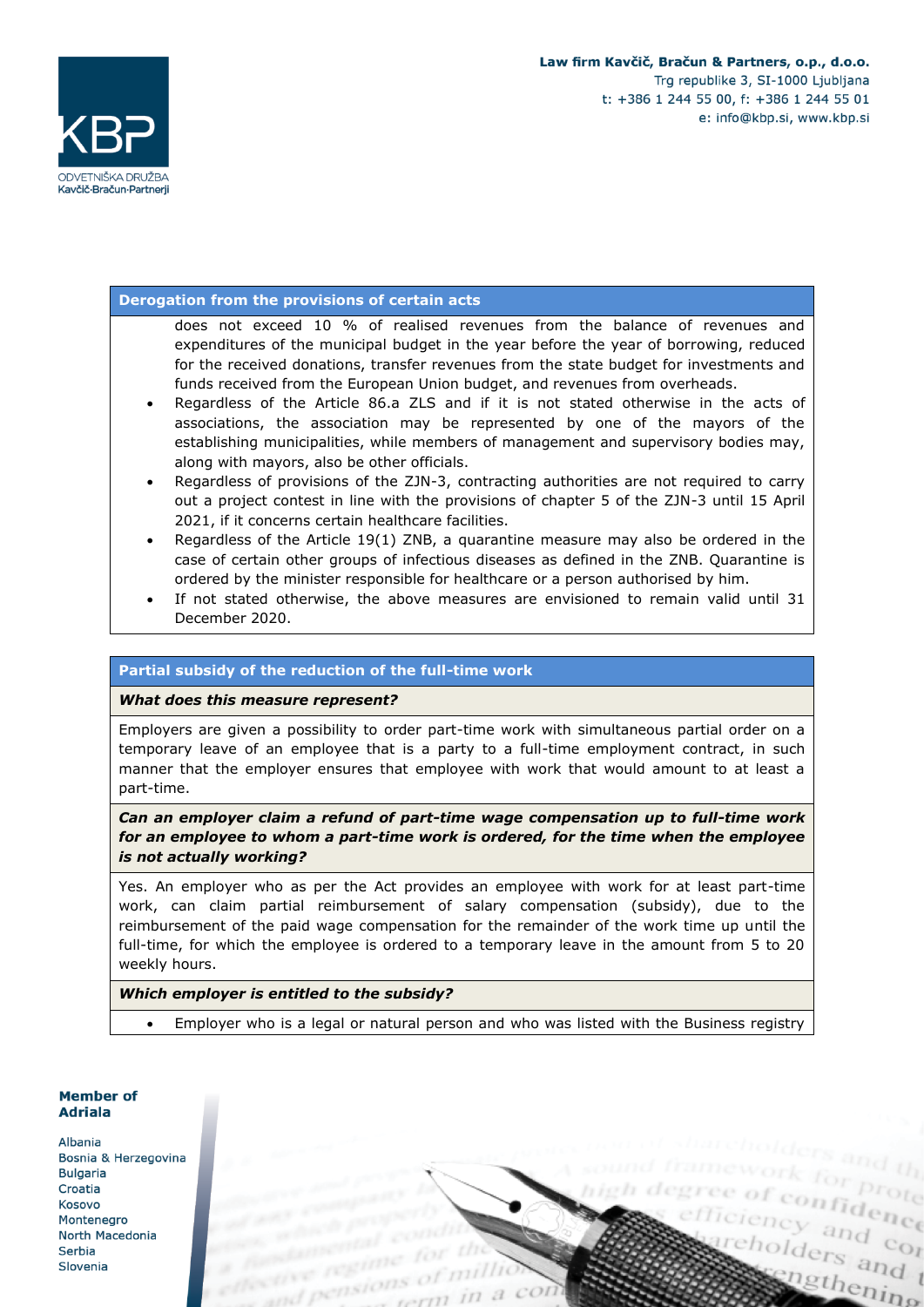**Derogation from the provisions of certain acts**

does not exceed 10 % of realised revenues from the balance of revenues and expenditures of the municipal budget in the year before the year of borrowing, reduced for the received donations, transfer revenues from the state budget for investments and funds received from the European Union budget, and revenues from overheads.

- Regardless of the Article 86.a ZLS and if it is not stated otherwise in the acts of associations, the association may be represented by one of the mayors of the establishing municipalities, while members of management and supervisory bodies may, along with mayors, also be other officials.
- Regardless of provisions of the ZJN-3, contracting authorities are not required to carry out a project contest in line with the provisions of chapter 5 of the ZJN-3 until 15 April 2021, if it concerns certain healthcare facilities.
- Regardless of the Article 19(1) ZNB, a quarantine measure may also be ordered in the case of certain other groups of infectious diseases as defined in the ZNB. Quarantine is ordered by the minister responsible for healthcare or a person authorised by him.
- If not stated otherwise, the above measures are envisioned to remain valid until 31 December 2020.

**Partial subsidy of the reduction of the full-time work**

***What does this measure represent?***

Employers are given a possibility to order part-time work with simultaneous partial order on a temporary leave of an employee that is a party to a full-time employment contract, in such manner that the employer ensures that employee with work that would amount to at least a part-time.

***Can an employer claim a refund of part-time wage compensation up to full-time work for an employee to whom a part-time work is ordered, for the time when the employee is not actually working?***

Yes. An employer who as per the Act provides an employee with work for at least part-time work, can claim partial reimbursement of salary compensation (subsidy), due to the reimbursement of the paid wage compensation for the remainder of the work time up until the full-time, for which the employee is ordered to a temporary leave in the amount from 5 to 20 weekly hours.

***Which employer is entitled to the subsidy?***

- Employer who is a legal or natural person and who was listed with the Business registry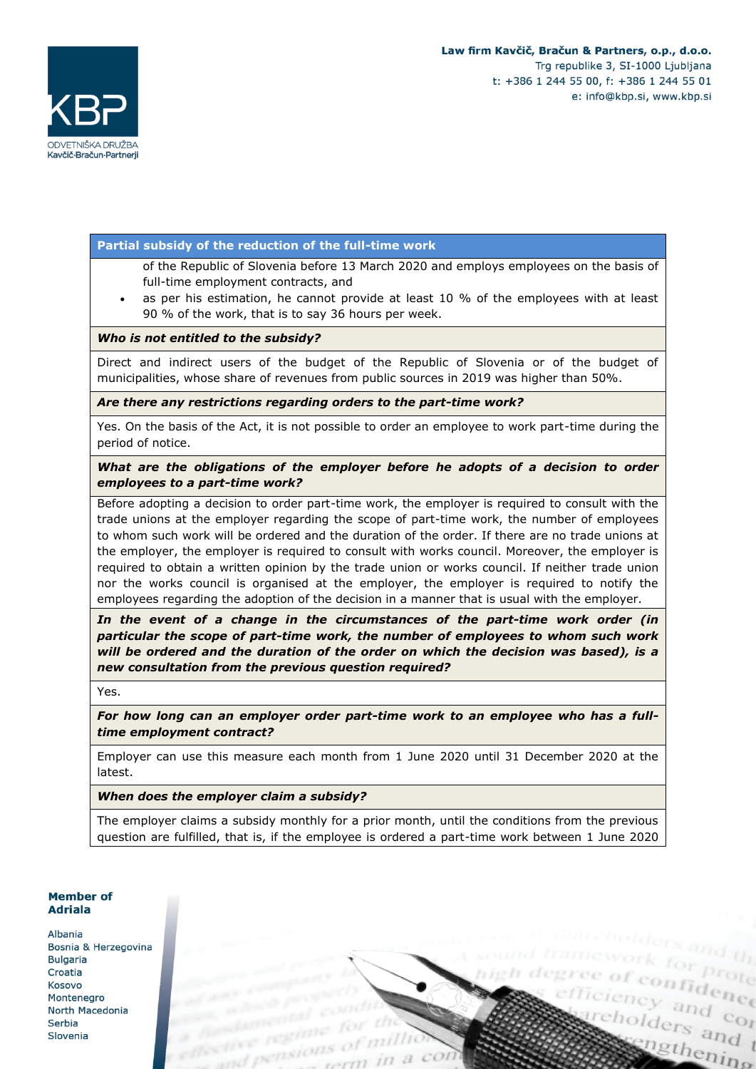**Partial subsidy of the reduction of the full-time work**

of the Republic of Slovenia before 13 March 2020 and employs employees on the basis of full-time employment contracts, and

- as per his estimation, he cannot provide at least 10 % of the employees with at least 90 % of the work, that is to say 36 hours per week.

***Who is not entitled to the subsidy?***

Direct and indirect users of the budget of the Republic of Slovenia or of the budget of municipalities, whose share of revenues from public sources in 2019 was higher than 50%.

***Are there any restrictions regarding orders to the part-time work?***

Yes. On the basis of the Act, it is not possible to order an employee to work part-time during the period of notice.

***What are the obligations of the employer before he adopts of a decision to order employees to a part-time work?***

Before adopting a decision to order part-time work, the employer is required to consult with the trade unions at the employer regarding the scope of part-time work, the number of employees to whom such work will be ordered and the duration of the order. If there are no trade unions at the employer, the employer is required to consult with works council. Moreover, the employer is required to obtain a written opinion by the trade union or works council. If neither trade union nor the works council is organised at the employer, the employer is required to notify the employees regarding the adoption of the decision in a manner that is usual with the employer.

***In the event of a change in the circumstances of the part-time work order (in particular the scope of part-time work, the number of employees to whom such work will be ordered and the duration of the order on which the decision was based), is a new consultation from the previous question required?***

Yes.

***For how long can an employer order part-time work to an employee who has a full-time employment contract?***

Employer can use this measure each month from 1 June 2020 until 31 December 2020 at the latest.

***When does the employer claim a subsidy?***

The employer claims a subsidy monthly for a prior month, until the conditions from the previous question are fulfilled, that is, if the employee is ordered a part-time work between 1 June 2020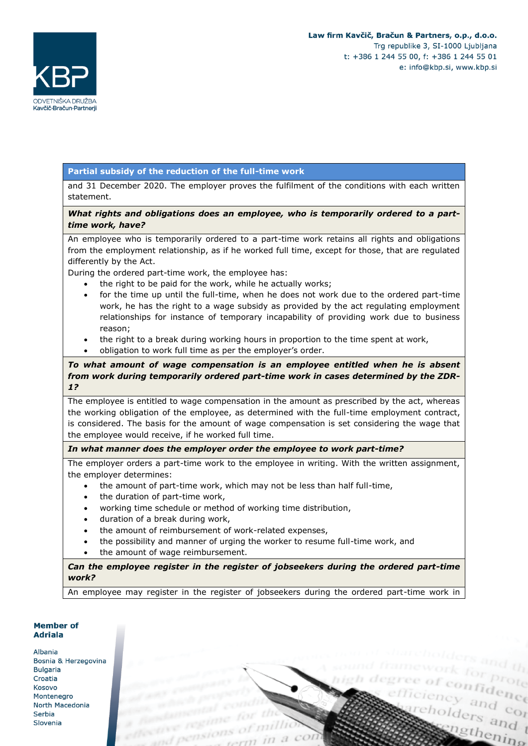**Partial subsidy of the reduction of the full-time work**

and 31 December 2020. The employer proves the fulfilment of the conditions with each written statement.

***What rights and obligations does an employee, who is temporarily ordered to a part-time work, have?***

An employee who is temporarily ordered to a part-time work retains all rights and obligations from the employment relationship, as if he worked full time, except for those, that are regulated differently by the Act.

During the ordered part-time work, the employee has:

- the right to be paid for the work, while he actually works;
- for the time up until the full-time, when he does not work due to the ordered part-time work, he has the right to a wage subsidy as provided by the act regulating employment relationships for instance of temporary incapability of providing work due to business reason;
- the right to a break during working hours in proportion to the time spent at work,
- obligation to work full time as per the employer's order.

***To what amount of wage compensation is an employee entitled when he is absent from work during temporarily ordered part-time work in cases determined by the ZDR-1?***

The employee is entitled to wage compensation in the amount as prescribed by the act, whereas the working obligation of the employee, as determined with the full-time employment contract, is considered. The basis for the amount of wage compensation is set considering the wage that the employee would receive, if he worked full time.

***In what manner does the employer order the employee to work part-time?***

The employer orders a part-time work to the employee in writing. With the written assignment, the employer determines:

- the amount of part-time work, which may not be less than half full-time,
- the duration of part-time work,
- working time schedule or method of working time distribution,
- duration of a break during work,
- the amount of reimbursement of work-related expenses,
- the possibility and manner of urging the worker to resume full-time work, and
- the amount of wage reimbursement.

***Can the employee register in the register of jobseekers during the ordered part-time work?***

An employee may register in the register of jobseekers during the ordered part-time work in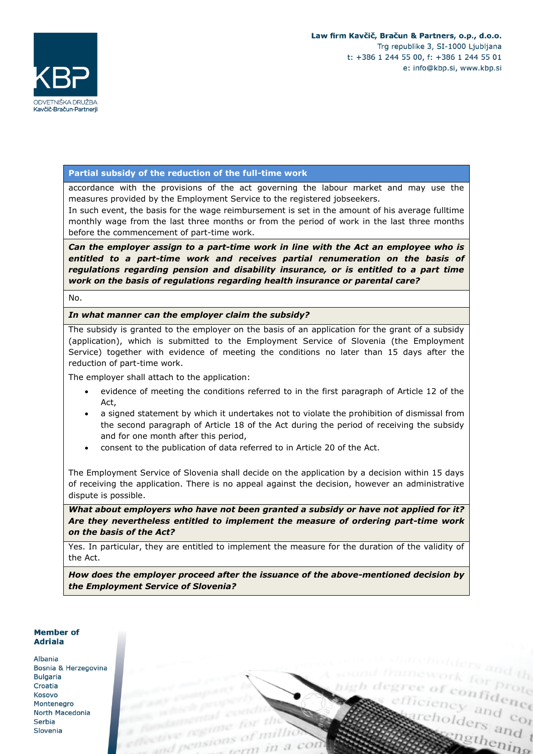**Partial subsidy of the reduction of the full-time work**

accordance with the provisions of the act governing the labour market and may use the measures provided by the Employment Service to the registered jobseekers.

In such event, the basis for the wage reimbursement is set in the amount of his average fulltime monthly wage from the last three months or from the period of work in the last three months before the commencement of part-time work.

***Can the employer assign to a part-time work in line with the Act an employee who is entitled to a part-time work and receives partial renumeration on the basis of regulations regarding pension and disability insurance, or is entitled to a part time work on the basis of regulations regarding health insurance or parental care?***

No.

***In what manner can the employer claim the subsidy?***

The subsidy is granted to the employer on the basis of an application for the grant of a subsidy (application), which is submitted to the Employment Service of Slovenia (the Employment Service) together with evidence of meeting the conditions no later than 15 days after the reduction of part-time work.

The employer shall attach to the application:

- evidence of meeting the conditions referred to in the first paragraph of Article 12 of the Act,
- a signed statement by which it undertakes not to violate the prohibition of dismissal from the second paragraph of Article 18 of the Act during the period of receiving the subsidy and for one month after this period,
- consent to the publication of data referred to in Article 20 of the Act.

The Employment Service of Slovenia shall decide on the application by a decision within 15 days of receiving the application. There is no appeal against the decision, however an administrative dispute is possible.

***What about employers who have not been granted a subsidy or have not applied for it? Are they nevertheless entitled to implement the measure of ordering part-time work on the basis of the Act?***

Yes. In particular, they are entitled to implement the measure for the duration of the validity of the Act.

***How does the employer proceed after the issuance of the above-mentioned decision by the Employment Service of Slovenia?***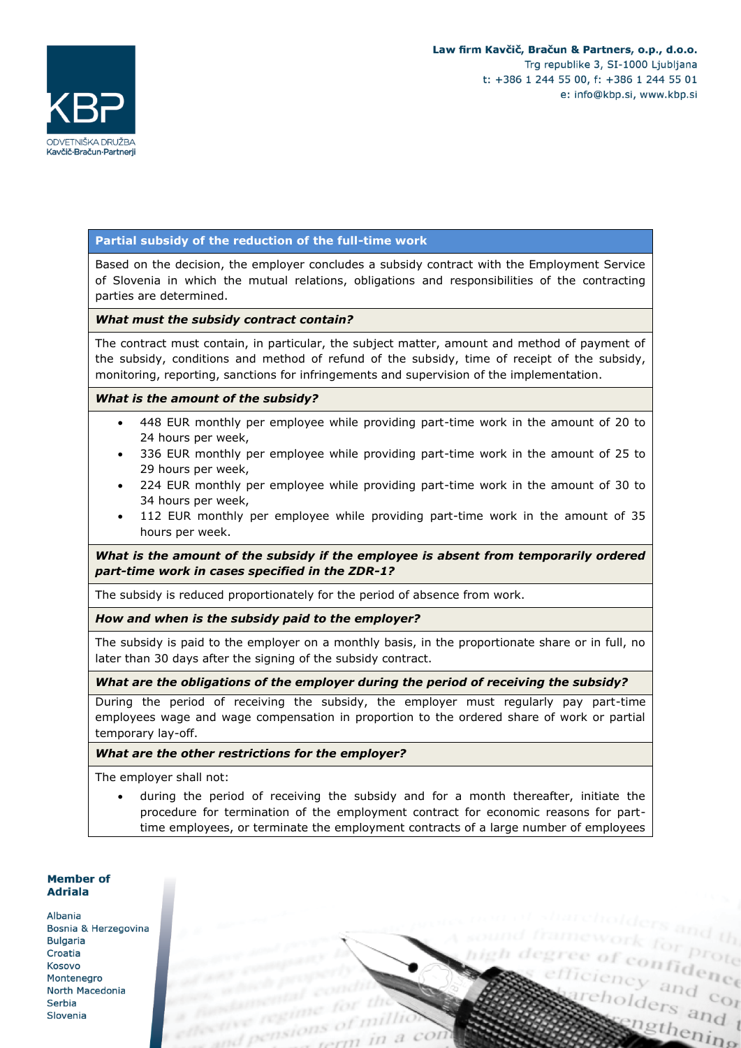### Partial subsidy of the reduction of the full-time work

Based on the decision, the employer concludes a subsidy contract with the Employment Service of Slovenia in which the mutual relations, obligations and responsibilities of the contracting parties are determined.

***What must the subsidy contract contain?***

The contract must contain, in particular, the subject matter, amount and method of payment of the subsidy, conditions and method of refund of the subsidy, time of receipt of the subsidy, monitoring, reporting, sanctions for infringements and supervision of the implementation.

***What is the amount of the subsidy?***

- 448 EUR monthly per employee while providing part-time work in the amount of 20 to 24 hours per week,
- 336 EUR monthly per employee while providing part-time work in the amount of 25 to 29 hours per week,
- 224 EUR monthly per employee while providing part-time work in the amount of 30 to 34 hours per week,
- 112 EUR monthly per employee while providing part-time work in the amount of 35 hours per week.

***What is the amount of the subsidy if the employee is absent from temporarily ordered part-time work in cases specified in the ZDR-1?***

The subsidy is reduced proportionately for the period of absence from work.

***How and when is the subsidy paid to the employer?***

The subsidy is paid to the employer on a monthly basis, in the proportionate share or in full, no later than 30 days after the signing of the subsidy contract.

***What are the obligations of the employer during the period of receiving the subsidy?***

During the period of receiving the subsidy, the employer must regularly pay part-time employees wage and wage compensation in proportion to the ordered share of work or partial temporary lay-off.

***What are the other restrictions for the employer?***

The employer shall not:

- during the period of receiving the subsidy and for a month thereafter, initiate the procedure for termination of the employment contract for economic reasons for part-time employees, or terminate the employment contracts of a large number of employees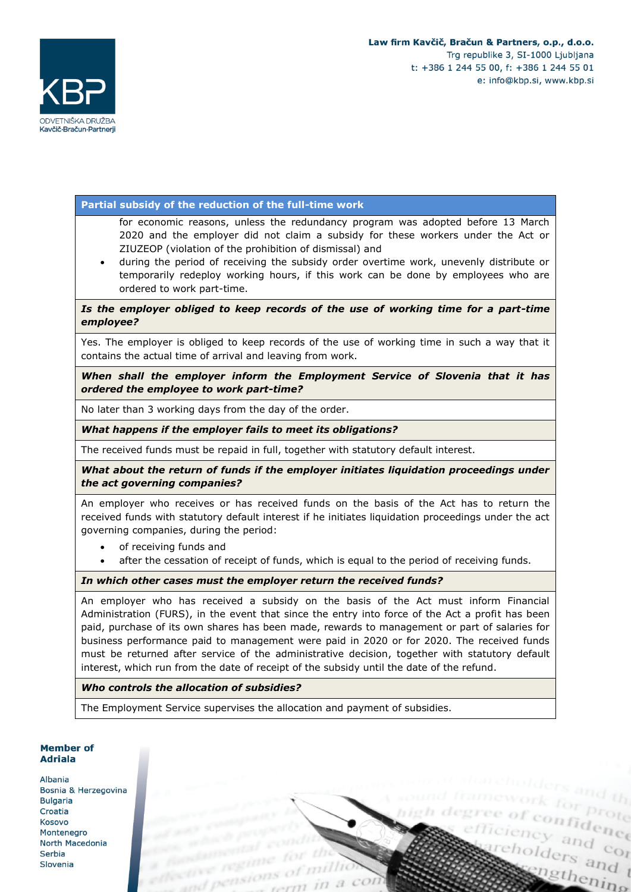**Partial subsidy of the reduction of the full-time work**

for economic reasons, unless the redundancy program was adopted before 13 March 2020 and the employer did not claim a subsidy for these workers under the Act or ZIUZEOP (violation of the prohibition of dismissal) and

- during the period of receiving the subsidy order overtime work, unevenly distribute or temporarily redeploy working hours, if this work can be done by employees who are ordered to work part-time.

***Is the employer obliged to keep records of the use of working time for a part-time employee?***

Yes. The employer is obliged to keep records of the use of working time in such a way that it contains the actual time of arrival and leaving from work.

***When shall the employer inform the Employment Service of Slovenia that it has ordered the employee to work part-time?***

No later than 3 working days from the day of the order.

***What happens if the employer fails to meet its obligations?***

The received funds must be repaid in full, together with statutory default interest.

***What about the return of funds if the employer initiates liquidation proceedings under the act governing companies?***

An employer who receives or has received funds on the basis of the Act has to return the received funds with statutory default interest if he initiates liquidation proceedings under the act governing companies, during the period:

- of receiving funds and
- after the cessation of receipt of funds, which is equal to the period of receiving funds.

***In which other cases must the employer return the received funds?***

An employer who has received a subsidy on the basis of the Act must inform Financial Administration (FURS), in the event that since the entry into force of the Act a profit has been paid, purchase of its own shares has been made, rewards to management or part of salaries for business performance paid to management were paid in 2020 or for 2020. The received funds must be returned after service of the administrative decision, together with statutory default interest, which run from the date of receipt of the subsidy until the date of the refund.

***Who controls the allocation of subsidies?***

The Employment Service supervises the allocation and payment of subsidies.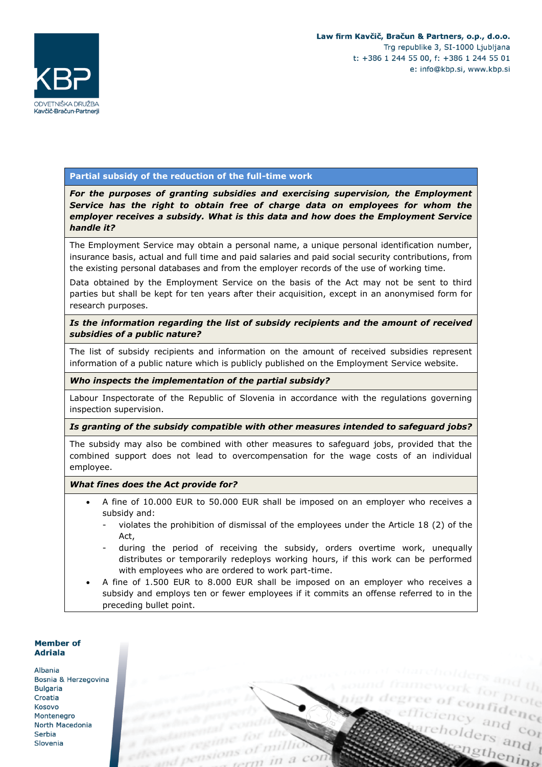**Partial subsidy of the reduction of the full-time work**

***For the purposes of granting subsidies and exercising supervision, the Employment Service has the right to obtain free of charge data on employees for whom the employer receives a subsidy. What is this data and how does the Employment Service handle it?***

The Employment Service may obtain a personal name, a unique personal identification number, insurance basis, actual and full time and paid salaries and paid social security contributions, from the existing personal databases and from the employer records of the use of working time.

Data obtained by the Employment Service on the basis of the Act may not be sent to third parties but shall be kept for ten years after their acquisition, except in an anonymised form for research purposes.

***Is the information regarding the list of subsidy recipients and the amount of received subsidies of a public nature?***

The list of subsidy recipients and information on the amount of received subsidies represent information of a public nature which is publicly published on the Employment Service website.

***Who inspects the implementation of the partial subsidy?***

Labour Inspectorate of the Republic of Slovenia in accordance with the regulations governing inspection supervision.

***Is granting of the subsidy compatible with other measures intended to safeguard jobs?***

The subsidy may also be combined with other measures to safeguard jobs, provided that the combined support does not lead to overcompensation for the wage costs of an individual employee.

***What fines does the Act provide for?***

- A fine of 10.000 EUR to 50.000 EUR shall be imposed on an employer who receives a subsidy and:
  - violates the prohibition of dismissal of the employees under the Article 18 (2) of the Act,
  - during the period of receiving the subsidy, orders overtime work, unequally distributes or temporarily redeploys working hours, if this work can be performed with employees who are ordered to work part-time.
- A fine of 1.500 EUR to 8.000 EUR shall be imposed on an employer who receives a subsidy and employs ten or fewer employees if it commits an offense referred to in the preceding bullet point.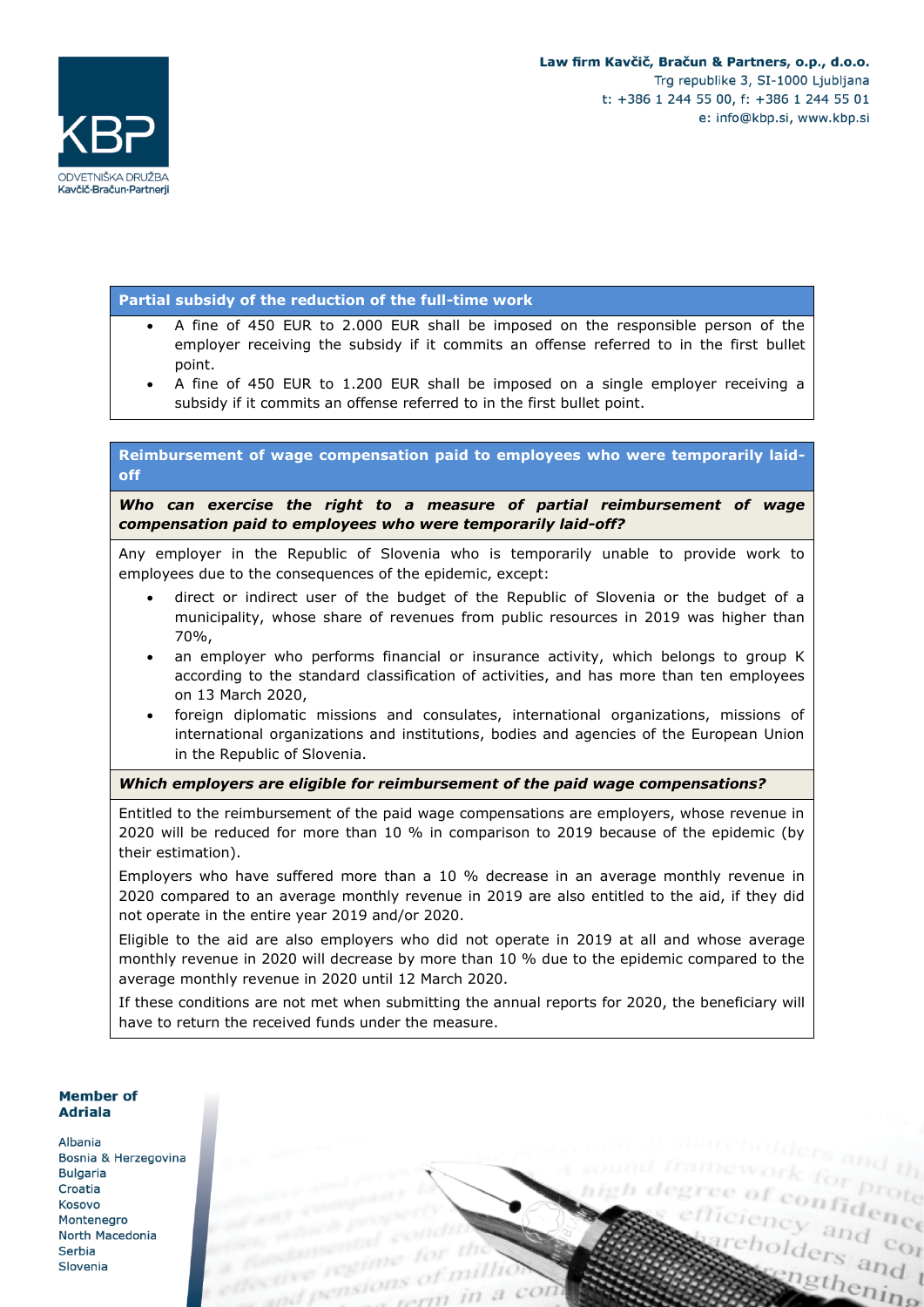**Partial subsidy of the reduction of the full-time work**

- A fine of 450 EUR to 2.000 EUR shall be imposed on the responsible person of the employer receiving the subsidy if it commits an offense referred to in the first bullet point.
- A fine of 450 EUR to 1.200 EUR shall be imposed on a single employer receiving a subsidy if it commits an offense referred to in the first bullet point.

**Reimbursement of wage compensation paid to employees who were temporarily laid-off**

***Who can exercise the right to a measure of partial reimbursement of wage compensation paid to employees who were temporarily laid-off?***

Any employer in the Republic of Slovenia who is temporarily unable to provide work to employees due to the consequences of the epidemic, except:

- direct or indirect user of the budget of the Republic of Slovenia or the budget of a municipality, whose share of revenues from public resources in 2019 was higher than 70%,
- an employer who performs financial or insurance activity, which belongs to group K according to the standard classification of activities, and has more than ten employees on 13 March 2020,
- foreign diplomatic missions and consulates, international organizations, missions of international organizations and institutions, bodies and agencies of the European Union in the Republic of Slovenia.

***Which employers are eligible for reimbursement of the paid wage compensations?***

Entitled to the reimbursement of the paid wage compensations are employers, whose revenue in 2020 will be reduced for more than 10 % in comparison to 2019 because of the epidemic (by their estimation).

Employers who have suffered more than a 10 % decrease in an average monthly revenue in 2020 compared to an average monthly revenue in 2019 are also entitled to the aid, if they did not operate in the entire year 2019 and/or 2020.

Eligible to the aid are also employers who did not operate in 2019 at all and whose average monthly revenue in 2020 will decrease by more than 10 % due to the epidemic compared to the average monthly revenue in 2020 until 12 March 2020.

If these conditions are not met when submitting the annual reports for 2020, the beneficiary will have to return the received funds under the measure.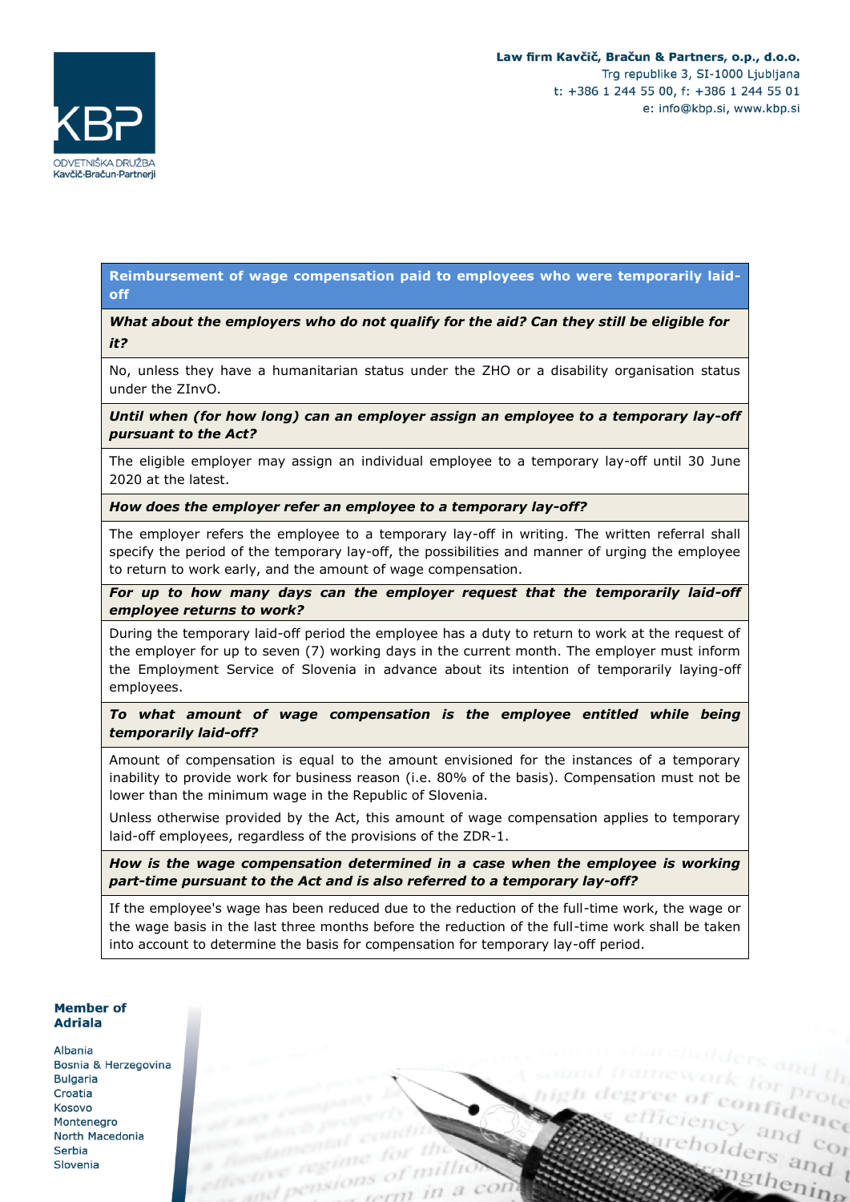**Reimbursement of wage compensation paid to employees who were temporarily laid-off**

***What about the employers who do not qualify for the aid? Can they still be eligible for it?***

No, unless they have a humanitarian status under the ZHO or a disability organisation status under the ZInvO.

***Until when (for how long) can an employer assign an employee to a temporary lay-off pursuant to the Act?***

The eligible employer may assign an individual employee to a temporary lay-off until 30 June 2020 at the latest.

***How does the employer refer an employee to a temporary lay-off?***

The employer refers the employee to a temporary lay-off in writing. The written referral shall specify the period of the temporary lay-off, the possibilities and manner of urging the employee to return to work early, and the amount of wage compensation.

***For up to how many days can the employer request that the temporarily laid-off employee returns to work?***

During the temporary laid-off period the employee has a duty to return to work at the request of the employer for up to seven (7) working days in the current month. The employer must inform the Employment Service of Slovenia in advance about its intention of temporarily laying-off employees.

***To what amount of wage compensation is the employee entitled while being temporarily laid-off?***

Amount of compensation is equal to the amount envisioned for the instances of a temporary inability to provide work for business reason (i.e. 80% of the basis). Compensation must not be lower than the minimum wage in the Republic of Slovenia.

Unless otherwise provided by the Act, this amount of wage compensation applies to temporary laid-off employees, regardless of the provisions of the ZDR-1.

***How is the wage compensation determined in a case when the employee is working part-time pursuant to the Act and is also referred to a temporary lay-off?***

If the employee's wage has been reduced due to the reduction of the full-time work, the wage or the wage basis in the last three months before the reduction of the full-time work shall be taken into account to determine the basis for compensation for temporary lay-off period.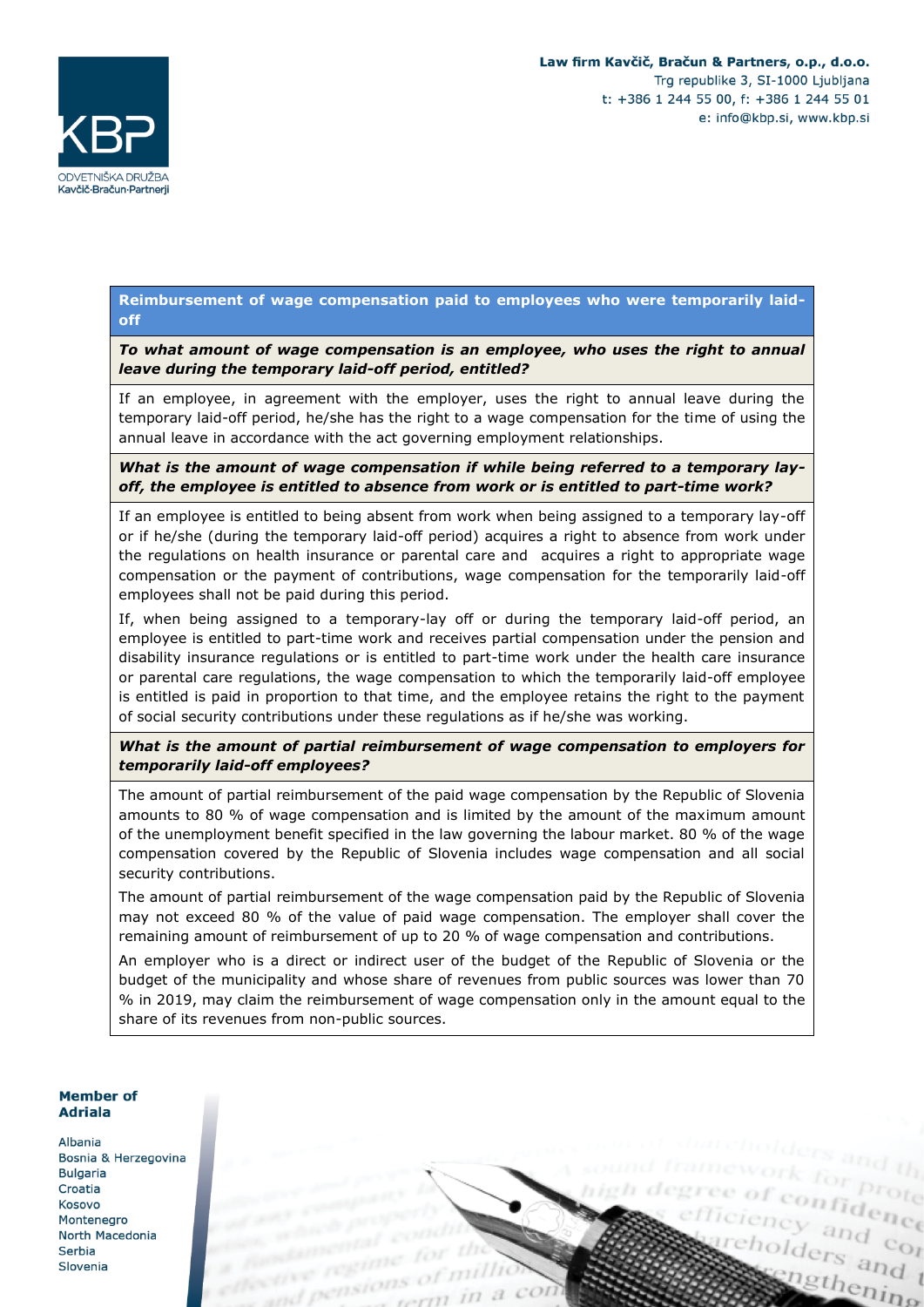**Reimbursement of wage compensation paid to employees who were temporarily laid-off**

***To what amount of wage compensation is an employee, who uses the right to annual leave during the temporary laid-off period, entitled?***

If an employee, in agreement with the employer, uses the right to annual leave during the temporary laid-off period, he/she has the right to a wage compensation for the time of using the annual leave in accordance with the act governing employment relationships.

***What is the amount of wage compensation if while being referred to a temporary lay-off, the employee is entitled to absence from work or is entitled to part-time work?***

If an employee is entitled to being absent from work when being assigned to a temporary lay-off or if he/she (during the temporary laid-off period) acquires a right to absence from work under the regulations on health insurance or parental care and acquires a right to appropriate wage compensation or the payment of contributions, wage compensation for the temporarily laid-off employees shall not be paid during this period.

If, when being assigned to a temporary-lay off or during the temporary laid-off period, an employee is entitled to part-time work and receives partial compensation under the pension and disability insurance regulations or is entitled to part-time work under the health care insurance or parental care regulations, the wage compensation to which the temporarily laid-off employee is entitled is paid in proportion to that time, and the employee retains the right to the payment of social security contributions under these regulations as if he/she was working.

***What is the amount of partial reimbursement of wage compensation to employers for temporarily laid-off employees?***

The amount of partial reimbursement of the paid wage compensation by the Republic of Slovenia amounts to 80 % of wage compensation and is limited by the amount of the maximum amount of the unemployment benefit specified in the law governing the labour market. 80 % of the wage compensation covered by the Republic of Slovenia includes wage compensation and all social security contributions.

The amount of partial reimbursement of the wage compensation paid by the Republic of Slovenia may not exceed 80 % of the value of paid wage compensation. The employer shall cover the remaining amount of reimbursement of up to 20 % of wage compensation and contributions.

An employer who is a direct or indirect user of the budget of the Republic of Slovenia or the budget of the municipality and whose share of revenues from public sources was lower than 70 % in 2019, may claim the reimbursement of wage compensation only in the amount equal to the share of its revenues from non-public sources.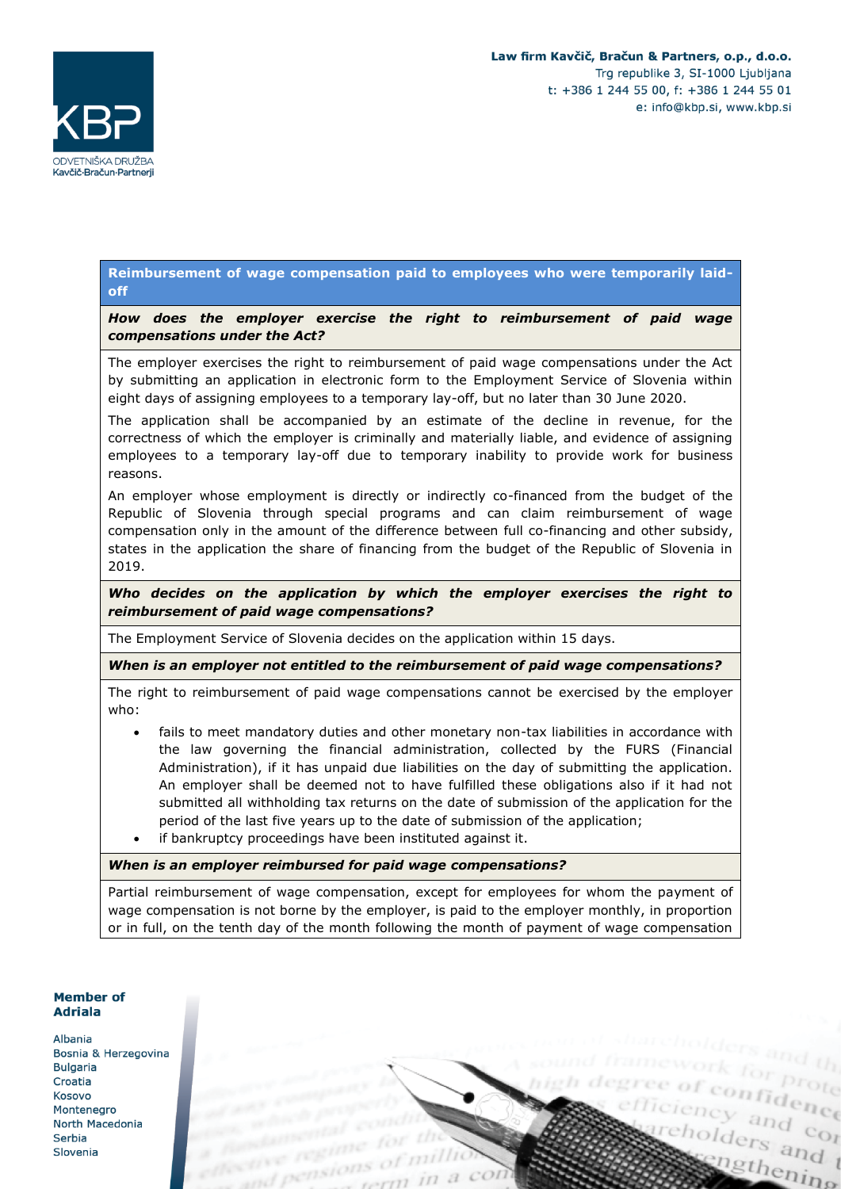## Reimbursement of wage compensation paid to employees who were temporarily laid-off

***How does the employer exercise the right to reimbursement of paid wage compensations under the Act?***

The employer exercises the right to reimbursement of paid wage compensations under the Act by submitting an application in electronic form to the Employment Service of Slovenia within eight days of assigning employees to a temporary lay-off, but no later than 30 June 2020.

The application shall be accompanied by an estimate of the decline in revenue, for the correctness of which the employer is criminally and materially liable, and evidence of assigning employees to a temporary lay-off due to temporary inability to provide work for business reasons.

An employer whose employment is directly or indirectly co-financed from the budget of the Republic of Slovenia through special programs and can claim reimbursement of wage compensation only in the amount of the difference between full co-financing and other subsidy, states in the application the share of financing from the budget of the Republic of Slovenia in 2019.

***Who decides on the application by which the employer exercises the right to reimbursement of paid wage compensations?***

The Employment Service of Slovenia decides on the application within 15 days.

***When is an employer not entitled to the reimbursement of paid wage compensations?***

The right to reimbursement of paid wage compensations cannot be exercised by the employer who:

- fails to meet mandatory duties and other monetary non-tax liabilities in accordance with the law governing the financial administration, collected by the FURS (Financial Administration), if it has unpaid due liabilities on the day of submitting the application. An employer shall be deemed not to have fulfilled these obligations also if it had not submitted all withholding tax returns on the date of submission of the application for the period of the last five years up to the date of submission of the application;
- if bankruptcy proceedings have been instituted against it.

***When is an employer reimbursed for paid wage compensations?***

Partial reimbursement of wage compensation, except for employees for whom the payment of wage compensation is not borne by the employer, is paid to the employer monthly, in proportion or in full, on the tenth day of the month following the month of payment of wage compensation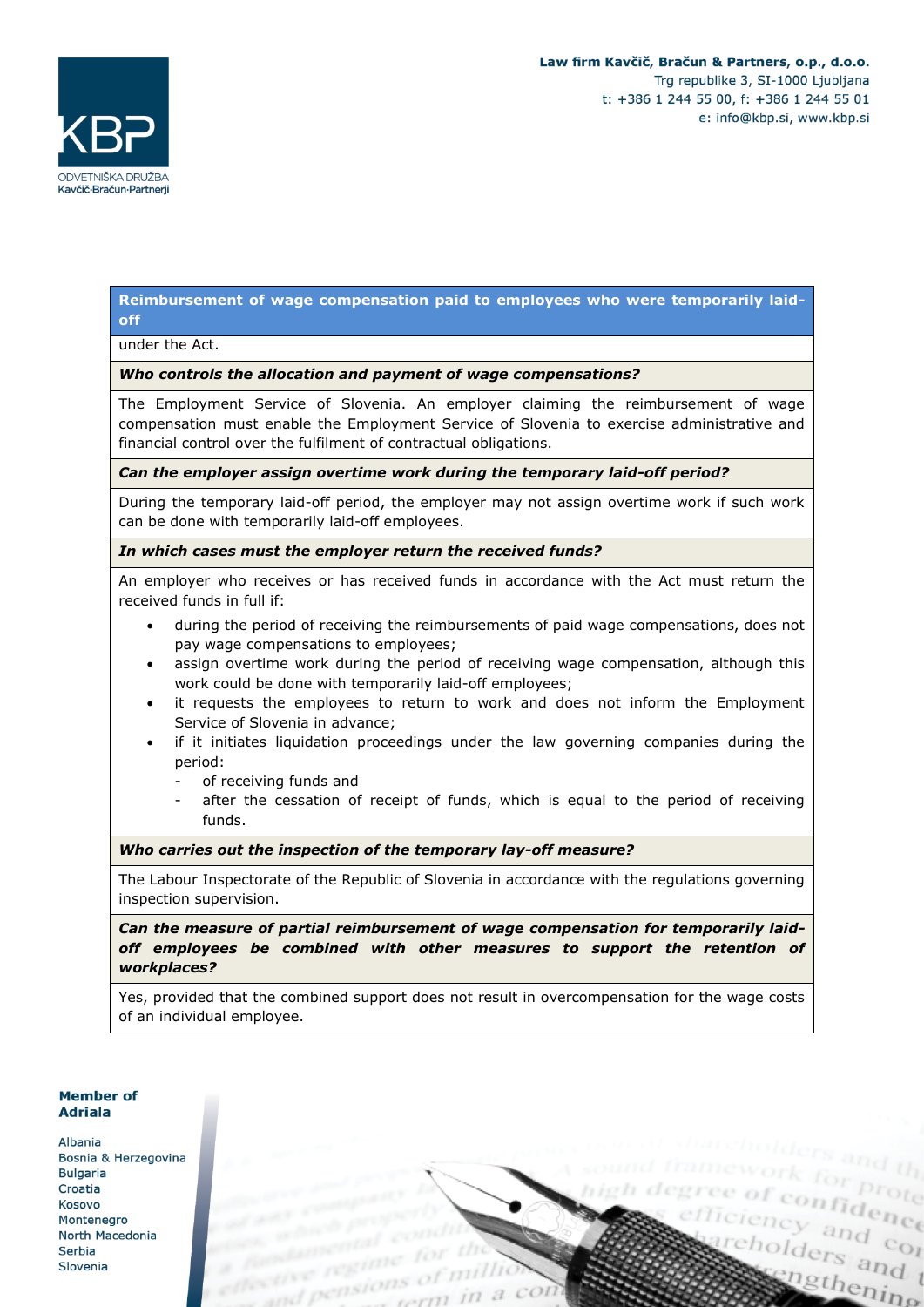**Reimbursement of wage compensation paid to employees who were temporarily laid-off**

under the Act.

***Who controls the allocation and payment of wage compensations?***

The Employment Service of Slovenia. An employer claiming the reimbursement of wage compensation must enable the Employment Service of Slovenia to exercise administrative and financial control over the fulfilment of contractual obligations.

***Can the employer assign overtime work during the temporary laid-off period?***

During the temporary laid-off period, the employer may not assign overtime work if such work can be done with temporarily laid-off employees.

***In which cases must the employer return the received funds?***

An employer who receives or has received funds in accordance with the Act must return the received funds in full if:

- during the period of receiving the reimbursements of paid wage compensations, does not pay wage compensations to employees;
- assign overtime work during the period of receiving wage compensation, although this work could be done with temporarily laid-off employees;
- it requests the employees to return to work and does not inform the Employment Service of Slovenia in advance;
- if it initiates liquidation proceedings under the law governing companies during the period:
  - of receiving funds and
  - after the cessation of receipt of funds, which is equal to the period of receiving funds.

***Who carries out the inspection of the temporary lay-off measure?***

The Labour Inspectorate of the Republic of Slovenia in accordance with the regulations governing inspection supervision.

***Can the measure of partial reimbursement of wage compensation for temporarily laid-off employees be combined with other measures to support the retention of workplaces?***

Yes, provided that the combined support does not result in overcompensation for the wage costs of an individual employee.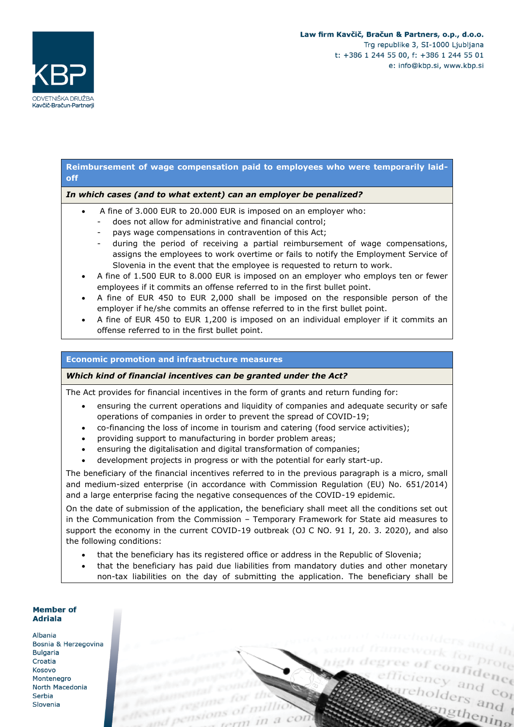**Reimbursement of wage compensation paid to employees who were temporarily laid-off**

***In which cases (and to what extent) can an employer be penalized?***

- A fine of 3.000 EUR to 20.000 EUR is imposed on an employer who:
  - does not allow for administrative and financial control;
  - pays wage compensations in contravention of this Act;
  - during the period of receiving a partial reimbursement of wage compensations, assigns the employees to work overtime or fails to notify the Employment Service of Slovenia in the event that the employee is requested to return to work.
- A fine of 1.500 EUR to 8.000 EUR is imposed on an employer who employs ten or fewer employees if it commits an offense referred to in the first bullet point.
- A fine of EUR 450 to EUR 2,000 shall be imposed on the responsible person of the employer if he/she commits an offense referred to in the first bullet point.
- A fine of EUR 450 to EUR 1,200 is imposed on an individual employer if it commits an offense referred to in the first bullet point.

**Economic promotion and infrastructure measures**

***Which kind of financial incentives can be granted under the Act?***

The Act provides for financial incentives in the form of grants and return funding for:

- ensuring the current operations and liquidity of companies and adequate security or safe operations of companies in order to prevent the spread of COVID-19;
- co-financing the loss of income in tourism and catering (food service activities);
- providing support to manufacturing in border problem areas;
- ensuring the digitalisation and digital transformation of companies;
- development projects in progress or with the potential for early start-up.

The beneficiary of the financial incentives referred to in the previous paragraph is a micro, small and medium-sized enterprise (in accordance with Commission Regulation (EU) No. 651/2014) and a large enterprise facing the negative consequences of the COVID-19 epidemic.

On the date of submission of the application, the beneficiary shall meet all the conditions set out in the Communication from the Commission – Temporary Framework for State aid measures to support the economy in the current COVID-19 outbreak (OJ C NO. 91 I, 20. 3. 2020), and also the following conditions:

- that the beneficiary has its registered office or address in the Republic of Slovenia;
- that the beneficiary has paid due liabilities from mandatory duties and other monetary non-tax liabilities on the day of submitting the application. The beneficiary shall be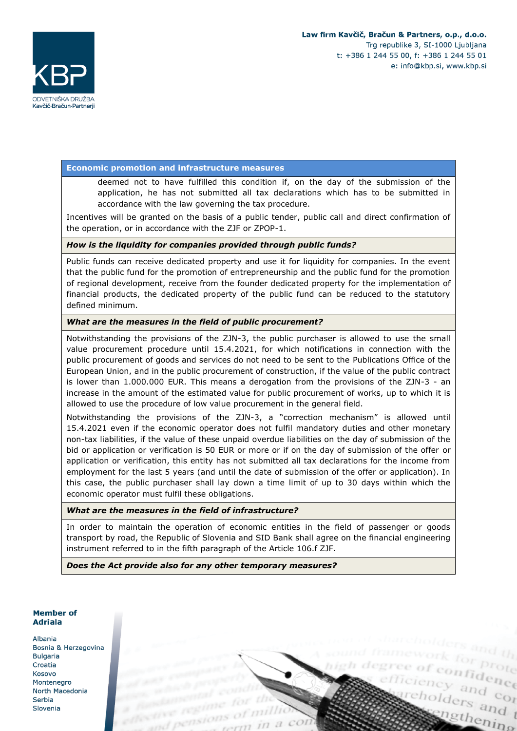**Economic promotion and infrastructure measures**

deemed not to have fulfilled this condition if, on the day of the submission of the application, he has not submitted all tax declarations which has to be submitted in accordance with the law governing the tax procedure.

Incentives will be granted on the basis of a public tender, public call and direct confirmation of the operation, or in accordance with the ZJF or ZPOP-1.

***How is the liquidity for companies provided through public funds?***

Public funds can receive dedicated property and use it for liquidity for companies. In the event that the public fund for the promotion of entrepreneurship and the public fund for the promotion of regional development, receive from the founder dedicated property for the implementation of financial products, the dedicated property of the public fund can be reduced to the statutory defined minimum.

***What are the measures in the field of public procurement?***

Notwithstanding the provisions of the ZJN-3, the public purchaser is allowed to use the small value procurement procedure until 15.4.2021, for which notifications in connection with the public procurement of goods and services do not need to be sent to the Publications Office of the European Union, and in the public procurement of construction, if the value of the public contract is lower than 1.000.000 EUR. This means a derogation from the provisions of the ZJN-3 - an increase in the amount of the estimated value for public procurement of works, up to which it is allowed to use the procedure of low value procurement in the general field.

Notwithstanding the provisions of the ZJN-3, a "correction mechanism" is allowed until 15.4.2021 even if the economic operator does not fulfil mandatory duties and other monetary non-tax liabilities, if the value of these unpaid overdue liabilities on the day of submission of the bid or application or verification is 50 EUR or more or if on the day of submission of the offer or application or verification, this entity has not submitted all tax declarations for the income from employment for the last 5 years (and until the date of submission of the offer or application). In this case, the public purchaser shall lay down a time limit of up to 30 days within which the economic operator must fulfil these obligations.

***What are the measures in the field of infrastructure?***

In order to maintain the operation of economic entities in the field of passenger or goods transport by road, the Republic of Slovenia and SID Bank shall agree on the financial engineering instrument referred to in the fifth paragraph of the Article 106.f ZJF.

***Does the Act provide also for any other temporary measures?***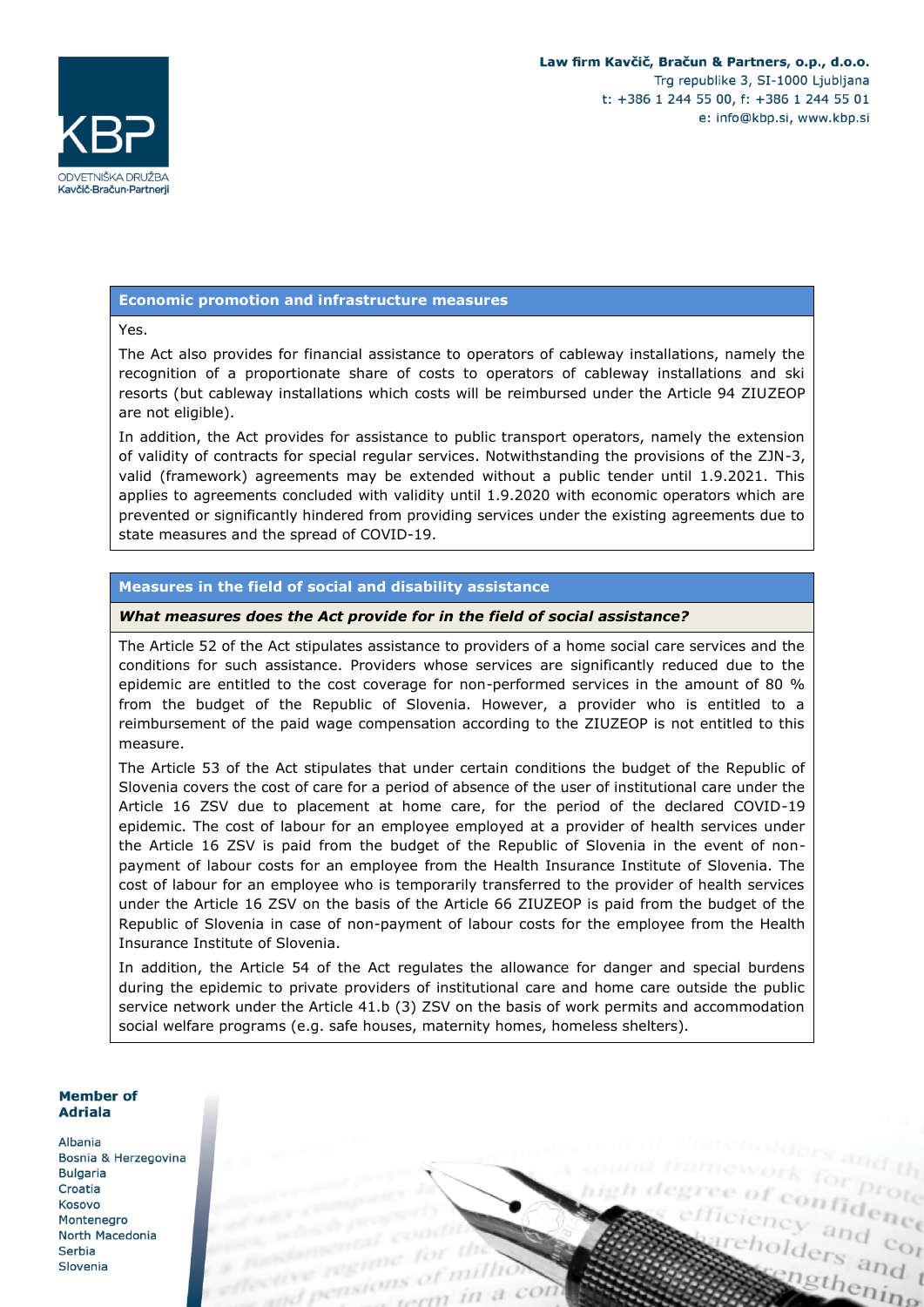### Economic promotion and infrastructure measures

Yes.

The Act also provides for financial assistance to operators of cableway installations, namely the recognition of a proportionate share of costs to operators of cableway installations and ski resorts (but cableway installations which costs will be reimbursed under the Article 94 ZIUZEOP are not eligible).

In addition, the Act provides for assistance to public transport operators, namely the extension of validity of contracts for special regular services. Notwithstanding the provisions of the ZJN-3, valid (framework) agreements may be extended without a public tender until 1.9.2021. This applies to agreements concluded with validity until 1.9.2020 with economic operators which are prevented or significantly hindered from providing services under the existing agreements due to state measures and the spread of COVID-19.

### Measures in the field of social and disability assistance

***What measures does the Act provide for in the field of social assistance?***

The Article 52 of the Act stipulates assistance to providers of a home social care services and the conditions for such assistance. Providers whose services are significantly reduced due to the epidemic are entitled to the cost coverage for non-performed services in the amount of 80 % from the budget of the Republic of Slovenia. However, a provider who is entitled to a reimbursement of the paid wage compensation according to the ZIUZEOP is not entitled to this measure.

The Article 53 of the Act stipulates that under certain conditions the budget of the Republic of Slovenia covers the cost of care for a period of absence of the user of institutional care under the Article 16 ZSV due to placement at home care, for the period of the declared COVID-19 epidemic. The cost of labour for an employee employed at a provider of health services under the Article 16 ZSV is paid from the budget of the Republic of Slovenia in the event of non-payment of labour costs for an employee from the Health Insurance Institute of Slovenia. The cost of labour for an employee who is temporarily transferred to the provider of health services under the Article 16 ZSV on the basis of the Article 66 ZIUZEOP is paid from the budget of the Republic of Slovenia in case of non-payment of labour costs for the employee from the Health Insurance Institute of Slovenia.

In addition, the Article 54 of the Act regulates the allowance for danger and special burdens during the epidemic to private providers of institutional care and home care outside the public service network under the Article 41.b (3) ZSV on the basis of work permits and accommodation social welfare programs (e.g. safe houses, maternity homes, homeless shelters).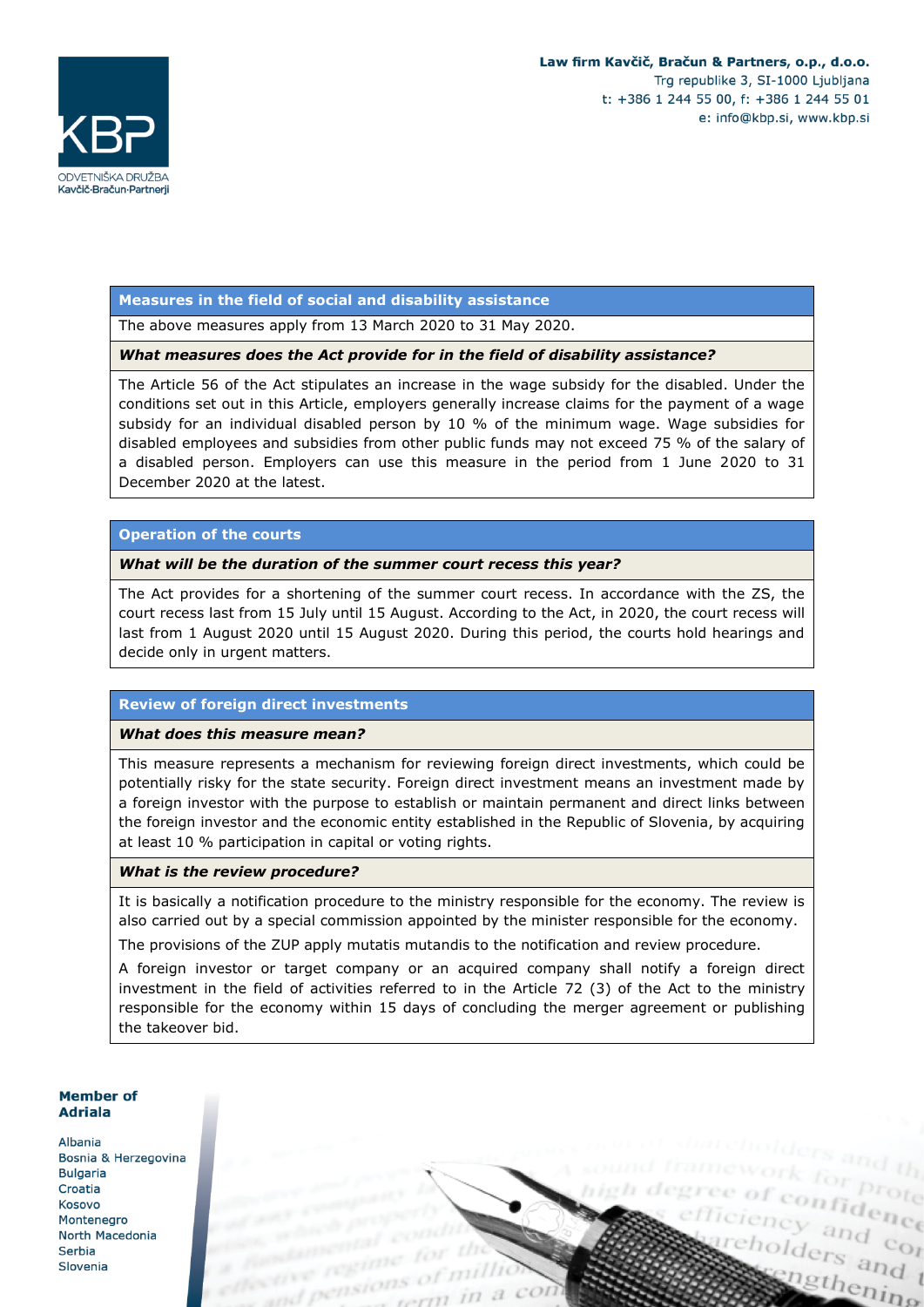## Measures in the field of social and disability assistance

The above measures apply from 13 March 2020 to 31 May 2020.

***What measures does the Act provide for in the field of disability assistance?***

The Article 56 of the Act stipulates an increase in the wage subsidy for the disabled. Under the conditions set out in this Article, employers generally increase claims for the payment of a wage subsidy for an individual disabled person by 10 % of the minimum wage. Wage subsidies for disabled employees and subsidies from other public funds may not exceed 75 % of the salary of a disabled person. Employers can use this measure in the period from 1 June 2020 to 31 December 2020 at the latest.

## Operation of the courts

***What will be the duration of the summer court recess this year?***

The Act provides for a shortening of the summer court recess. In accordance with the ZS, the court recess last from 15 July until 15 August. According to the Act, in 2020, the court recess will last from 1 August 2020 until 15 August 2020. During this period, the courts hold hearings and decide only in urgent matters.

## Review of foreign direct investments

***What does this measure mean?***

This measure represents a mechanism for reviewing foreign direct investments, which could be potentially risky for the state security. Foreign direct investment means an investment made by a foreign investor with the purpose to establish or maintain permanent and direct links between the foreign investor and the economic entity established in the Republic of Slovenia, by acquiring at least 10 % participation in capital or voting rights.

***What is the review procedure?***

It is basically a notification procedure to the ministry responsible for the economy. The review is also carried out by a special commission appointed by the minister responsible for the economy.

The provisions of the ZUP apply mutatis mutandis to the notification and review procedure.

A foreign investor or target company or an acquired company shall notify a foreign direct investment in the field of activities referred to in the Article 72 (3) of the Act to the ministry responsible for the economy within 15 days of concluding the merger agreement or publishing the takeover bid.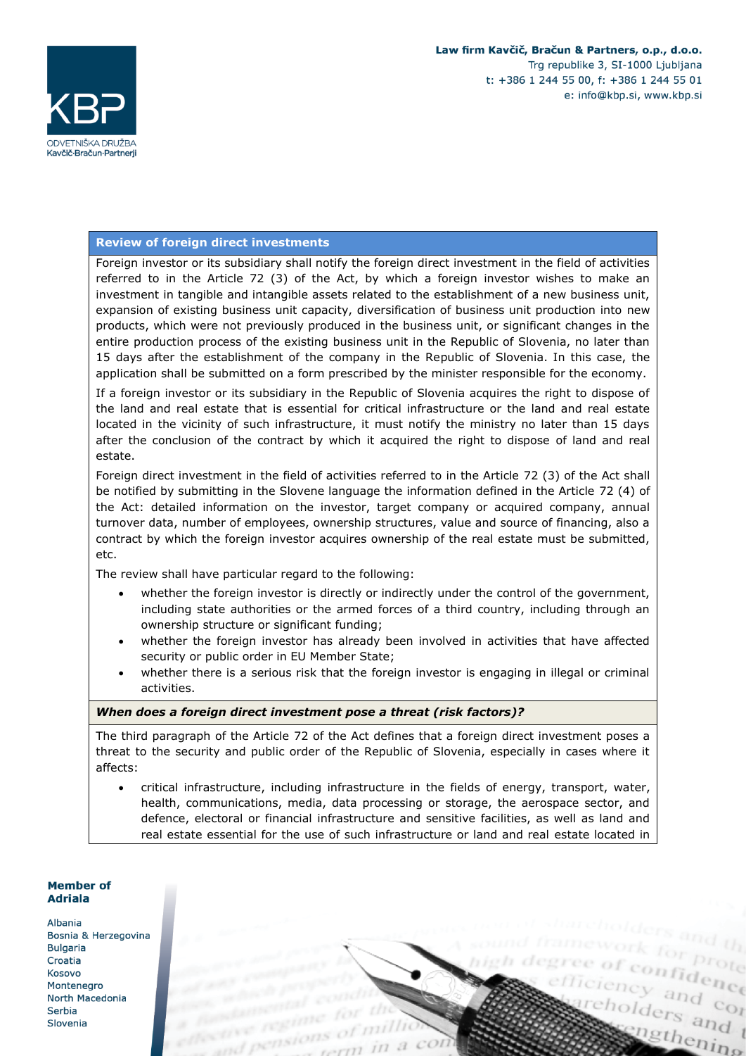### Review of foreign direct investments

Foreign investor or its subsidiary shall notify the foreign direct investment in the field of activities referred to in the Article 72 (3) of the Act, by which a foreign investor wishes to make an investment in tangible and intangible assets related to the establishment of a new business unit, expansion of existing business unit capacity, diversification of business unit production into new products, which were not previously produced in the business unit, or significant changes in the entire production process of the existing business unit in the Republic of Slovenia, no later than 15 days after the establishment of the company in the Republic of Slovenia. In this case, the application shall be submitted on a form prescribed by the minister responsible for the economy.

If a foreign investor or its subsidiary in the Republic of Slovenia acquires the right to dispose of the land and real estate that is essential for critical infrastructure or the land and real estate located in the vicinity of such infrastructure, it must notify the ministry no later than 15 days after the conclusion of the contract by which it acquired the right to dispose of land and real estate.

Foreign direct investment in the field of activities referred to in the Article 72 (3) of the Act shall be notified by submitting in the Slovene language the information defined in the Article 72 (4) of the Act: detailed information on the investor, target company or acquired company, annual turnover data, number of employees, ownership structures, value and source of financing, also a contract by which the foreign investor acquires ownership of the real estate must be submitted, etc.

The review shall have particular regard to the following:

- whether the foreign investor is directly or indirectly under the control of the government, including state authorities or the armed forces of a third country, including through an ownership structure or significant funding;
- whether the foreign investor has already been involved in activities that have affected security or public order in EU Member State;
- whether there is a serious risk that the foreign investor is engaging in illegal or criminal activities.

***When does a foreign direct investment pose a threat (risk factors)?***

The third paragraph of the Article 72 of the Act defines that a foreign direct investment poses a threat to the security and public order of the Republic of Slovenia, especially in cases where it affects:

- critical infrastructure, including infrastructure in the fields of energy, transport, water, health, communications, media, data processing or storage, the aerospace sector, and defence, electoral or financial infrastructure and sensitive facilities, as well as land and real estate essential for the use of such infrastructure or land and real estate located in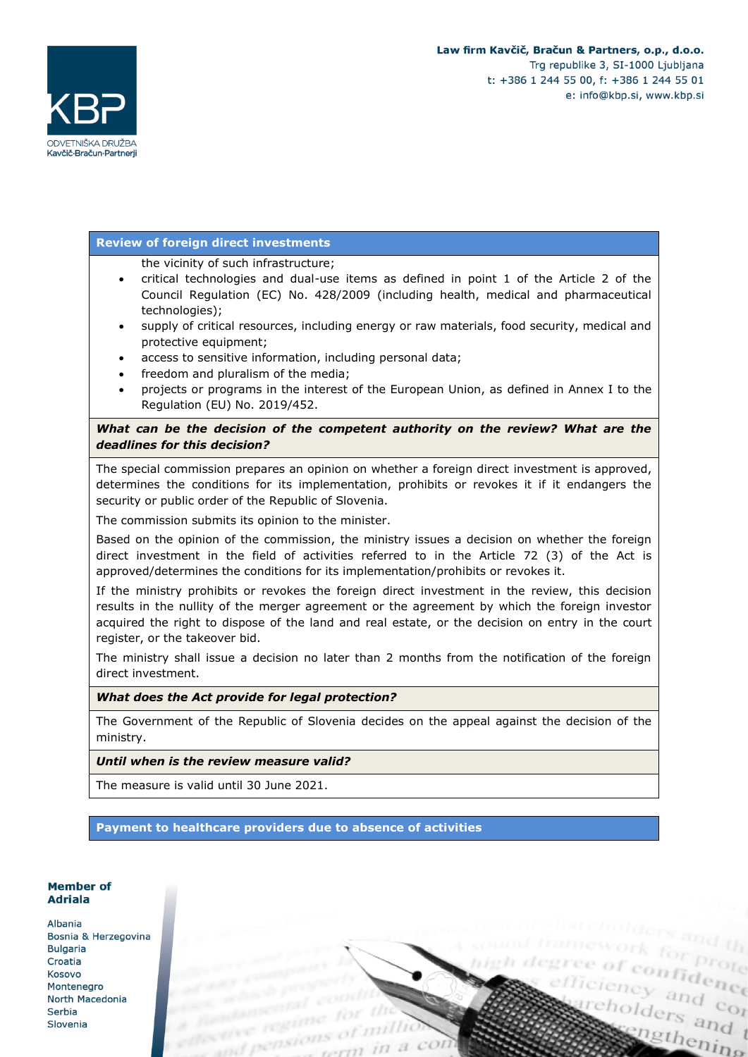## Review of foreign direct investments

the vicinity of such infrastructure;

- critical technologies and dual-use items as defined in point 1 of the Article 2 of the Council Regulation (EC) No. 428/2009 (including health, medical and pharmaceutical technologies);
- supply of critical resources, including energy or raw materials, food security, medical and protective equipment;
- access to sensitive information, including personal data;
- freedom and pluralism of the media;
- projects or programs in the interest of the European Union, as defined in Annex I to the Regulation (EU) No. 2019/452.

***What can be the decision of the competent authority on the review? What are the deadlines for this decision?***

The special commission prepares an opinion on whether a foreign direct investment is approved, determines the conditions for its implementation, prohibits or revokes it if it endangers the security or public order of the Republic of Slovenia.

The commission submits its opinion to the minister.

Based on the opinion of the commission, the ministry issues a decision on whether the foreign direct investment in the field of activities referred to in the Article 72 (3) of the Act is approved/determines the conditions for its implementation/prohibits or revokes it.

If the ministry prohibits or revokes the foreign direct investment in the review, this decision results in the nullity of the merger agreement or the agreement by which the foreign investor acquired the right to dispose of the land and real estate, or the decision on entry in the court register, or the takeover bid.

The ministry shall issue a decision no later than 2 months from the notification of the foreign direct investment.

***What does the Act provide for legal protection?***

The Government of the Republic of Slovenia decides on the appeal against the decision of the ministry.

***Until when is the review measure valid?***

The measure is valid until 30 June 2021.

## Payment to healthcare providers due to absence of activities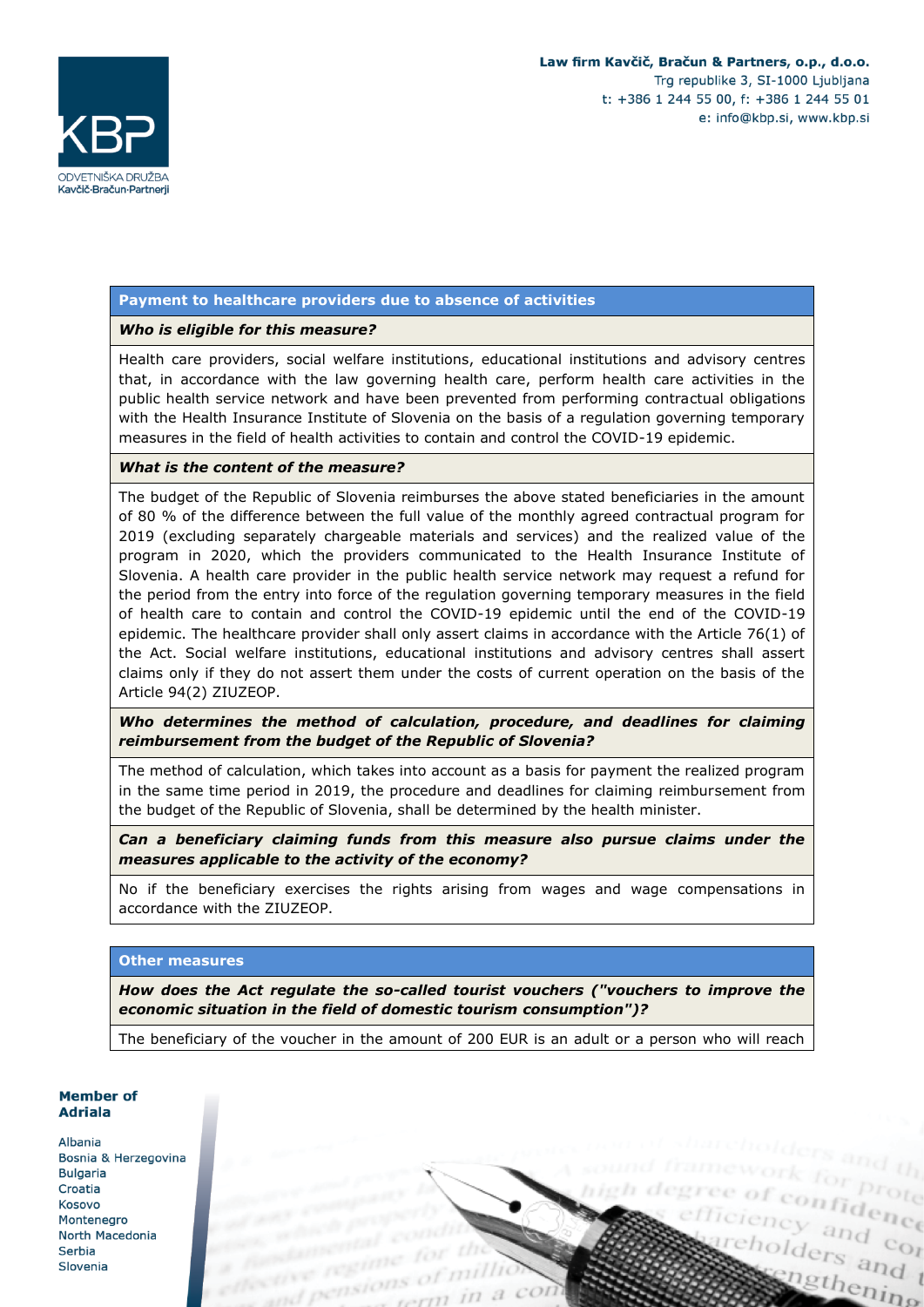### Payment to healthcare providers due to absence of activities

***Who is eligible for this measure?***

Health care providers, social welfare institutions, educational institutions and advisory centres that, in accordance with the law governing health care, perform health care activities in the public health service network and have been prevented from performing contractual obligations with the Health Insurance Institute of Slovenia on the basis of a regulation governing temporary measures in the field of health activities to contain and control the COVID-19 epidemic.

***What is the content of the measure?***

The budget of the Republic of Slovenia reimburses the above stated beneficiaries in the amount of 80 % of the difference between the full value of the monthly agreed contractual program for 2019 (excluding separately chargeable materials and services) and the realized value of the program in 2020, which the providers communicated to the Health Insurance Institute of Slovenia. A health care provider in the public health service network may request a refund for the period from the entry into force of the regulation governing temporary measures in the field of health care to contain and control the COVID-19 epidemic until the end of the COVID-19 epidemic. The healthcare provider shall only assert claims in accordance with the Article 76(1) of the Act. Social welfare institutions, educational institutions and advisory centres shall assert claims only if they do not assert them under the costs of current operation on the basis of the Article 94(2) ZIUZEOP.

***Who determines the method of calculation, procedure, and deadlines for claiming reimbursement from the budget of the Republic of Slovenia?***

The method of calculation, which takes into account as a basis for payment the realized program in the same time period in 2019, the procedure and deadlines for claiming reimbursement from the budget of the Republic of Slovenia, shall be determined by the health minister.

***Can a beneficiary claiming funds from this measure also pursue claims under the measures applicable to the activity of the economy?***

No if the beneficiary exercises the rights arising from wages and wage compensations in accordance with the ZIUZEOP.

### Other measures

***How does the Act regulate the so-called tourist vouchers ("vouchers to improve the economic situation in the field of domestic tourism consumption")?***

The beneficiary of the voucher in the amount of 200 EUR is an adult or a person who will reach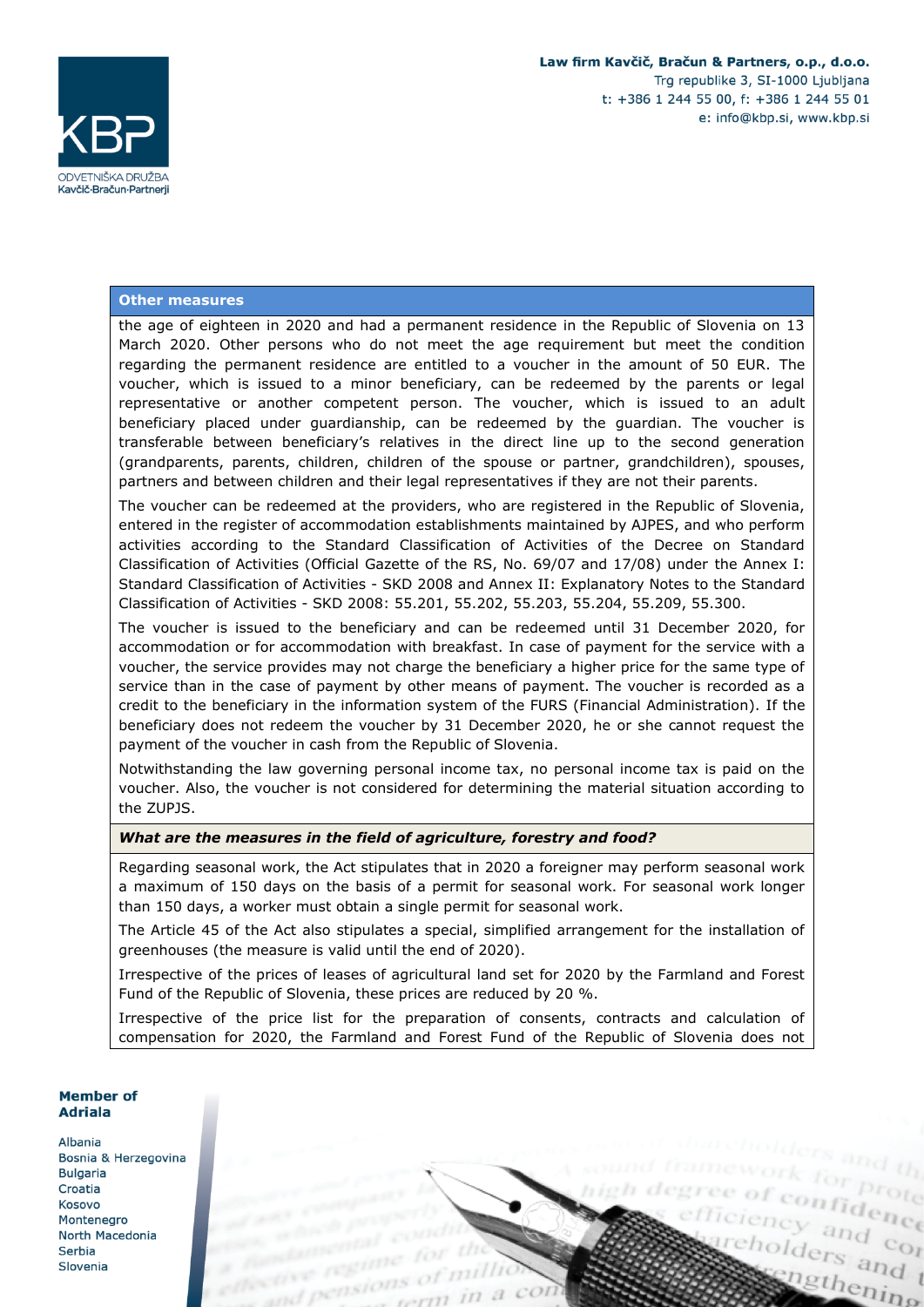**Other measures**

the age of eighteen in 2020 and had a permanent residence in the Republic of Slovenia on 13 March 2020. Other persons who do not meet the age requirement but meet the condition regarding the permanent residence are entitled to a voucher in the amount of 50 EUR. The voucher, which is issued to a minor beneficiary, can be redeemed by the parents or legal representative or another competent person. The voucher, which is issued to an adult beneficiary placed under guardianship, can be redeemed by the guardian. The voucher is transferable between beneficiary's relatives in the direct line up to the second generation (grandparents, parents, children, children of the spouse or partner, grandchildren), spouses, partners and between children and their legal representatives if they are not their parents.

The voucher can be redeemed at the providers, who are registered in the Republic of Slovenia, entered in the register of accommodation establishments maintained by AJPES, and who perform activities according to the Standard Classification of Activities of the Decree on Standard Classification of Activities (Official Gazette of the RS, No. 69/07 and 17/08) under the Annex I: Standard Classification of Activities - SKD 2008 and Annex II: Explanatory Notes to the Standard Classification of Activities - SKD 2008: 55.201, 55.202, 55.203, 55.204, 55.209, 55.300.

The voucher is issued to the beneficiary and can be redeemed until 31 December 2020, for accommodation or for accommodation with breakfast. In case of payment for the service with a voucher, the service provides may not charge the beneficiary a higher price for the same type of service than in the case of payment by other means of payment. The voucher is recorded as a credit to the beneficiary in the information system of the FURS (Financial Administration). If the beneficiary does not redeem the voucher by 31 December 2020, he or she cannot request the payment of the voucher in cash from the Republic of Slovenia.

Notwithstanding the law governing personal income tax, no personal income tax is paid on the voucher. Also, the voucher is not considered for determining the material situation according to the ZUPJS.

***What are the measures in the field of agriculture, forestry and food?***

Regarding seasonal work, the Act stipulates that in 2020 a foreigner may perform seasonal work a maximum of 150 days on the basis of a permit for seasonal work. For seasonal work longer than 150 days, a worker must obtain a single permit for seasonal work.

The Article 45 of the Act also stipulates a special, simplified arrangement for the installation of greenhouses (the measure is valid until the end of 2020).

Irrespective of the prices of leases of agricultural land set for 2020 by the Farmland and Forest Fund of the Republic of Slovenia, these prices are reduced by 20 %.

Irrespective of the price list for the preparation of consents, contracts and calculation of compensation for 2020, the Farmland and Forest Fund of the Republic of Slovenia does not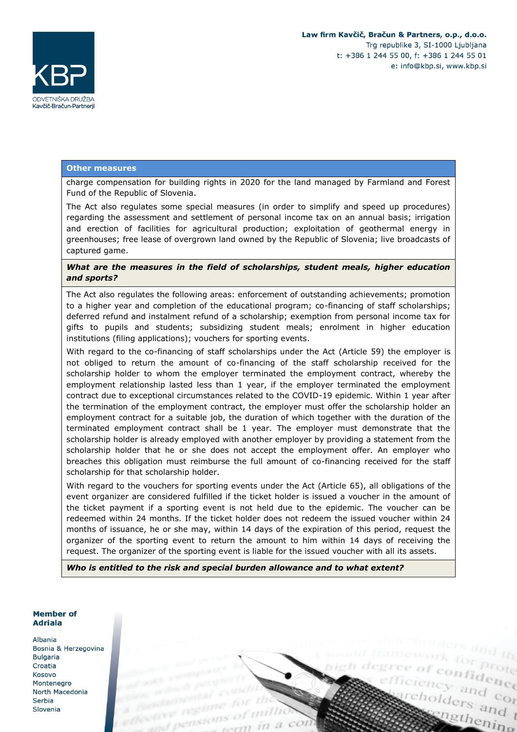**Other measures**

charge compensation for building rights in 2020 for the land managed by Farmland and Forest Fund of the Republic of Slovenia.

The Act also regulates some special measures (in order to simplify and speed up procedures) regarding the assessment and settlement of personal income tax on an annual basis; irrigation and erection of facilities for agricultural production; exploitation of geothermal energy in greenhouses; free lease of overgrown land owned by the Republic of Slovenia; live broadcasts of captured game.

***What are the measures in the field of scholarships, student meals, higher education and sports?***

The Act also regulates the following areas: enforcement of outstanding achievements; promotion to a higher year and completion of the educational program; co-financing of staff scholarships; deferred refund and instalment refund of a scholarship; exemption from personal income tax for gifts to pupils and students; subsidizing student meals; enrolment in higher education institutions (filing applications); vouchers for sporting events.

With regard to the co-financing of staff scholarships under the Act (Article 59) the employer is not obliged to return the amount of co-financing of the staff scholarship received for the scholarship holder to whom the employer terminated the employment contract, whereby the employment relationship lasted less than 1 year, if the employer terminated the employment contract due to exceptional circumstances related to the COVID-19 epidemic. Within 1 year after the termination of the employment contract, the employer must offer the scholarship holder an employment contract for a suitable job, the duration of which together with the duration of the terminated employment contract shall be 1 year. The employer must demonstrate that the scholarship holder is already employed with another employer by providing a statement from the scholarship holder that he or she does not accept the employment offer. An employer who breaches this obligation must reimburse the full amount of co-financing received for the staff scholarship for that scholarship holder.

With regard to the vouchers for sporting events under the Act (Article 65), all obligations of the event organizer are considered fulfilled if the ticket holder is issued a voucher in the amount of the ticket payment if a sporting event is not held due to the epidemic. The voucher can be redeemed within 24 months. If the ticket holder does not redeem the issued voucher within 24 months of issuance, he or she may, within 14 days of the expiration of this period, request the organizer of the sporting event to return the amount to him within 14 days of receiving the request. The organizer of the sporting event is liable for the issued voucher with all its assets.

***Who is entitled to the risk and special burden allowance and to what extent?***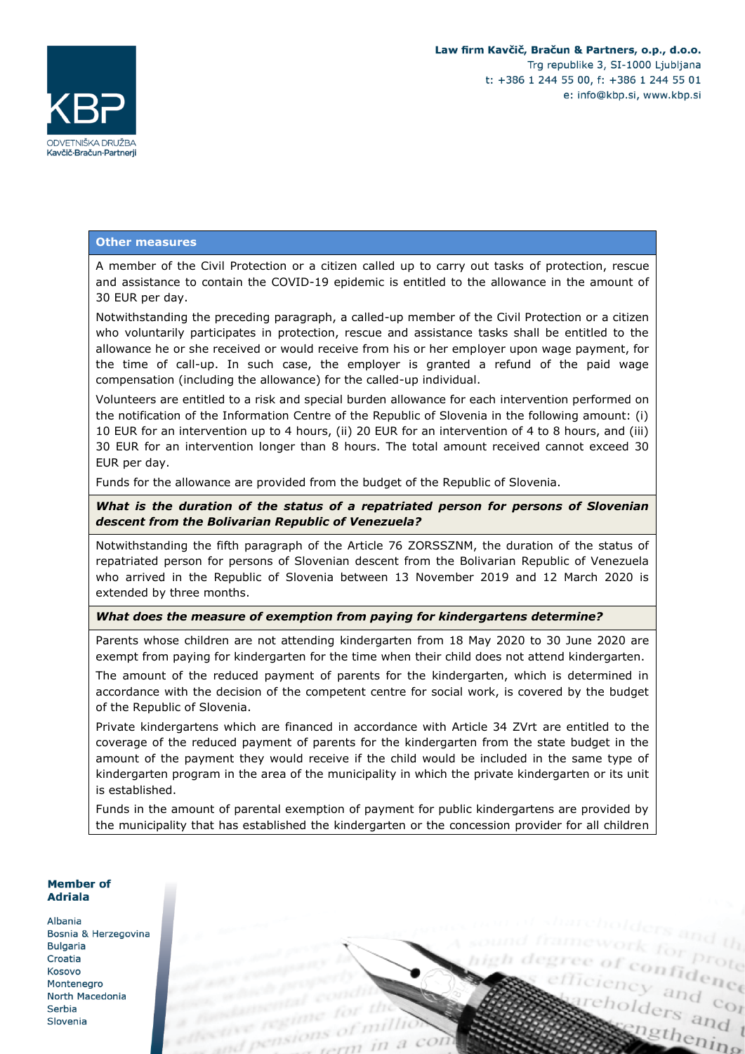### Other measures

A member of the Civil Protection or a citizen called up to carry out tasks of protection, rescue and assistance to contain the COVID-19 epidemic is entitled to the allowance in the amount of 30 EUR per day.

Notwithstanding the preceding paragraph, a called-up member of the Civil Protection or a citizen who voluntarily participates in protection, rescue and assistance tasks shall be entitled to the allowance he or she received or would receive from his or her employer upon wage payment, for the time of call-up. In such case, the employer is granted a refund of the paid wage compensation (including the allowance) for the called-up individual.

Volunteers are entitled to a risk and special burden allowance for each intervention performed on the notification of the Information Centre of the Republic of Slovenia in the following amount: (i) 10 EUR for an intervention up to 4 hours, (ii) 20 EUR for an intervention of 4 to 8 hours, and (iii) 30 EUR for an intervention longer than 8 hours. The total amount received cannot exceed 30 EUR per day.

Funds for the allowance are provided from the budget of the Republic of Slovenia.

***What is the duration of the status of a repatriated person for persons of Slovenian descent from the Bolivarian Republic of Venezuela?***

Notwithstanding the fifth paragraph of the Article 76 ZORSSZNM, the duration of the status of repatriated person for persons of Slovenian descent from the Bolivarian Republic of Venezuela who arrived in the Republic of Slovenia between 13 November 2019 and 12 March 2020 is extended by three months.

***What does the measure of exemption from paying for kindergartens determine?***

Parents whose children are not attending kindergarten from 18 May 2020 to 30 June 2020 are exempt from paying for kindergarten for the time when their child does not attend kindergarten.

The amount of the reduced payment of parents for the kindergarten, which is determined in accordance with the decision of the competent centre for social work, is covered by the budget of the Republic of Slovenia.

Private kindergartens which are financed in accordance with Article 34 ZVrt are entitled to the coverage of the reduced payment of parents for the kindergarten from the state budget in the amount of the payment they would receive if the child would be included in the same type of kindergarten program in the area of the municipality in which the private kindergarten or its unit is established.

Funds in the amount of parental exemption of payment for public kindergartens are provided by the municipality that has established the kindergarten or the concession provider for all children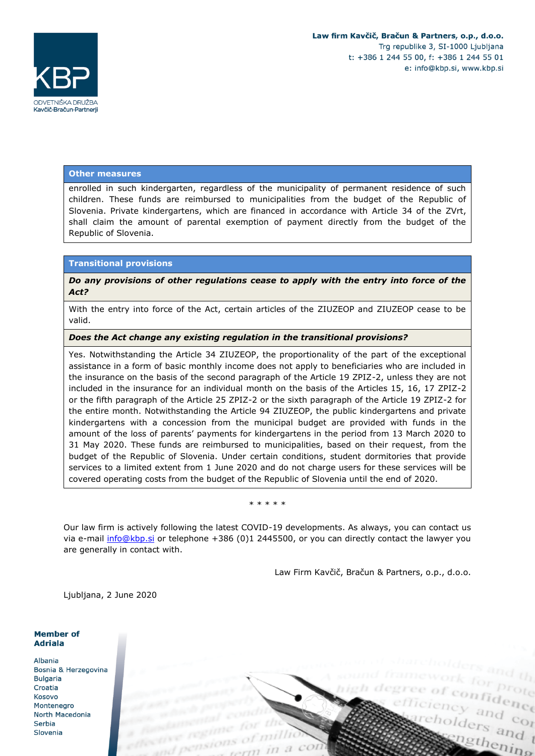**Other measures**

enrolled in such kindergarten, regardless of the municipality of permanent residence of such children. These funds are reimbursed to municipalities from the budget of the Republic of Slovenia. Private kindergartens, which are financed in accordance with Article 34 of the ZVrt, shall claim the amount of parental exemption of payment directly from the budget of the Republic of Slovenia.

**Transitional provisions**

***Do any provisions of other regulations cease to apply with the entry into force of the Act?***

With the entry into force of the Act, certain articles of the ZIUZEOP and ZIUZEOP cease to be valid.

***Does the Act change any existing regulation in the transitional provisions?***

Yes. Notwithstanding the Article 34 ZIUZEOP, the proportionality of the part of the exceptional assistance in a form of basic monthly income does not apply to beneficiaries who are included in the insurance on the basis of the second paragraph of the Article 19 ZPIZ-2, unless they are not included in the insurance for an individual month on the basis of the Articles 15, 16, 17 ZPIZ-2 or the fifth paragraph of the Article 25 ZPIZ-2 or the sixth paragraph of the Article 19 ZPIZ-2 for the entire month. Notwithstanding the Article 94 ZIUZEOP, the public kindergartens and private kindergartens with a concession from the municipal budget are provided with funds in the amount of the loss of parents' payments for kindergartens in the period from 13 March 2020 to 31 May 2020. These funds are reimbursed to municipalities, based on their request, from the budget of the Republic of Slovenia. Under certain conditions, student dormitories that provide services to a limited extent from 1 June 2020 and do not charge users for these services will be covered operating costs from the budget of the Republic of Slovenia until the end of 2020.

\* \* \* \* \*

Our law firm is actively following the latest COVID-19 developments. As always, you can contact us via e-mail info@kbp.si or telephone +386 (0)1 2445500, or you can directly contact the lawyer you are generally in contact with.

Law Firm Kavčič, Bračun & Partners, o.p., d.o.o.

Ljubljana, 2 June 2020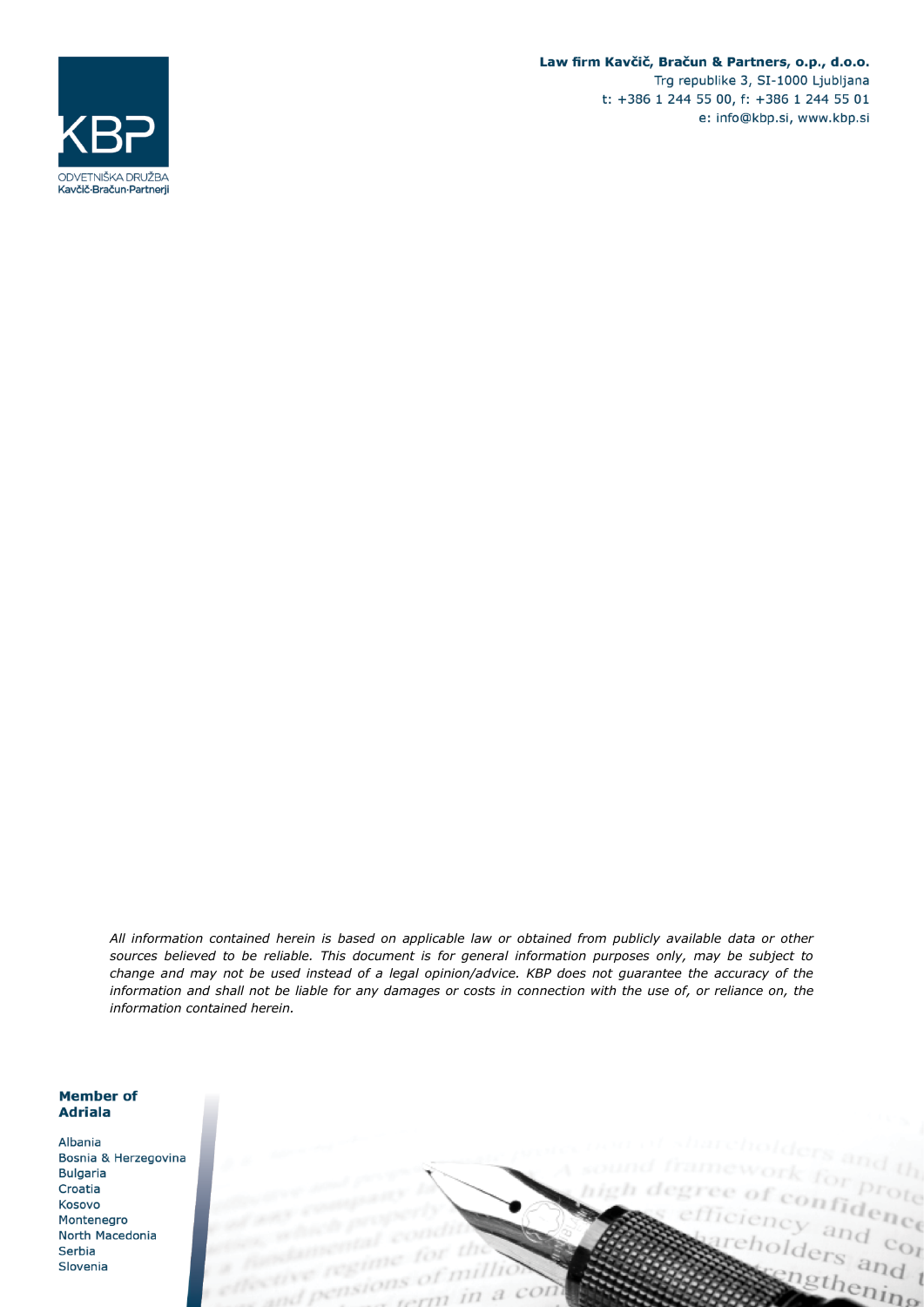**Law firm Kavčič, Bračun & Partners, o.p., d.o.o.**
Trg republike 3, SI-1000 Ljubljana
t: +386 1 244 55 00, f: +386 1 244 55 01
e: info@kbp.si, www.kbp.si

KBP
ODVETNIŠKA DRUŽBA
Kavčič·Bračun·Partnerji

*All information contained herein is based on applicable law or obtained from publicly available data or other sources believed to be reliable. This document is for general information purposes only, may be subject to change and may not be used instead of a legal opinion/advice. KBP does not guarantee the accuracy of the information and shall not be liable for any damages or costs in connection with the use of, or reliance on, the information contained herein.*

**Member of Adriala**

Albania
Bosnia & Herzegovina
Bulgaria
Croatia
Kosovo
Montenegro
North Macedonia
Serbia
Slovenia